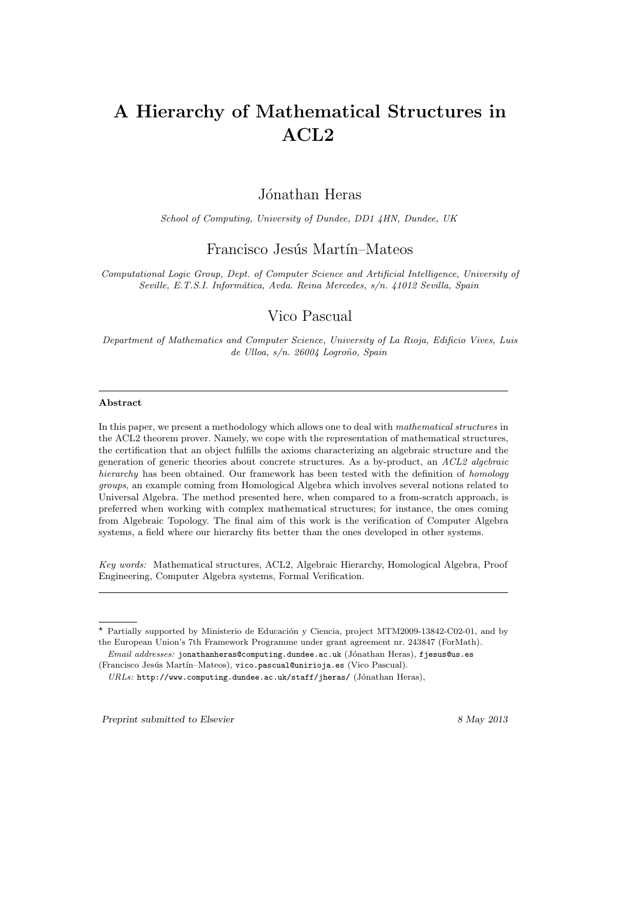# A Hierarchy of Mathematical Structures in ACL2

Jónathan Heras

*School of Computing, University of Dundee, DD1 4HN, Dundee, UK*

Francisco Jesús Martín–Mateos

*Computational Logic Group, Dept. of Computer Science and Artificial Intelligence, University of Seville, E.T.S.I. Informática, Avda. Reina Mercedes, s/n. 41012 Sevilla, Spain*

Vico Pascual

*Department of Mathematics and Computer Science, University of La Rioja, Edificio Vives, Luis de Ulloa, s/n. 26004 Logroño, Spain*

---

**Abstract**

In this paper, we present a methodology which allows one to deal with *mathematical structures* in the ACL2 theorem prover. Namely, we cope with the representation of mathematical structures, the certification that an object fulfills the axioms characterizing an algebraic structure and the generation of generic theories about concrete structures. As a by-product, an *ACL2 algebraic hierarchy* has been obtained. Our framework has been tested with the definition of *homology groups*, an example coming from Homological Algebra which involves several notions related to Universal Algebra. The method presented here, when compared to a from-scratch approach, is preferred when working with complex mathematical structures; for instance, the ones coming from Algebraic Topology. The final aim of this work is the verification of Computer Algebra systems, a field where our hierarchy fits better than the ones developed in other systems.

*Key words:* Mathematical structures, ACL2, Algebraic Hierarchy, Homological Algebra, Proof Engineering, Computer Algebra systems, Formal Verification.

---

⋆ Partially supported by Ministerio de Educación y Ciencia, project MTM2009-13842-C02-01, and by the European Union's 7th Framework Programme under grant agreement nr. 243847 (ForMath).

*Email addresses:* jonathanheras@computing.dundee.ac.uk (Jónathan Heras), fjesus@us.es (Francisco Jesús Martín–Mateos), vico.pascual@unirioja.es (Vico Pascual).

*URLs:* http://www.computing.dundee.ac.uk/staff/jheras/ (Jónathan Heras),

*Preprint submitted to Elsevier* 8 May 2013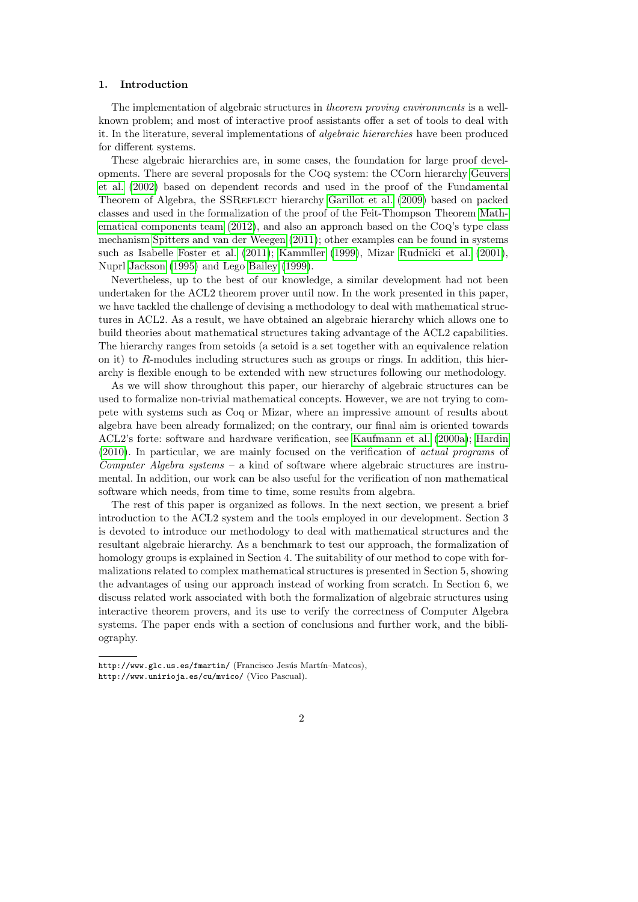## 1. Introduction

The implementation of algebraic structures in *theorem proving environments* is a well-known problem; and most of interactive proof assistants offer a set of tools to deal with it. In the literature, several implementations of *algebraic hierarchies* have been produced for different systems.

These algebraic hierarchies are, in some cases, the foundation for large proof developments. There are several proposals for the Coq system: the CCorn hierarchy Geuvers et al. (2002) based on dependent records and used in the proof of the Fundamental Theorem of Algebra, the SSReflect hierarchy Garillot et al. (2009) based on packed classes and used in the formalization of the proof of the Feit-Thompson Theorem Mathematical components team (2012), and also an approach based on the Coq's type class mechanism Spitters and van der Weegen (2011); other examples can be found in systems such as Isabelle Foster et al. (2011); Kammller (1999), Mizar Rudnicki et al. (2001), Nuprl Jackson (1995) and Lego Bailey (1999).

Nevertheless, up to the best of our knowledge, a similar development had not been undertaken for the ACL2 theorem prover until now. In the work presented in this paper, we have tackled the challenge of devising a methodology to deal with mathematical structures in ACL2. As a result, we have obtained an algebraic hierarchy which allows one to build theories about mathematical structures taking advantage of the ACL2 capabilities. The hierarchy ranges from setoids (a setoid is a set together with an equivalence relation on it) to $R$-modules including structures such as groups or rings. In addition, this hierarchy is flexible enough to be extended with new structures following our methodology.

As we will show throughout this paper, our hierarchy of algebraic structures can be used to formalize non-trivial mathematical concepts. However, we are not trying to compete with systems such as Coq or Mizar, where an impressive amount of results about algebra have been already formalized; on the contrary, our final aim is oriented towards ACL2's forte: software and hardware verification, see Kaufmann et al. (2000a); Hardin (2010). In particular, we are mainly focused on the verification of *actual programs* of *Computer Algebra systems* – a kind of software where algebraic structures are instrumental. In addition, our work can be also useful for the verification of non mathematical software which needs, from time to time, some results from algebra.

The rest of this paper is organized as follows. In the next section, we present a brief introduction to the ACL2 system and the tools employed in our development. Section 3 is devoted to introduce our methodology to deal with mathematical structures and the resultant algebraic hierarchy. As a benchmark to test our approach, the formalization of homology groups is explained in Section 4. The suitability of our method to cope with formalizations related to complex mathematical structures is presented in Section 5, showing the advantages of using our approach instead of working from scratch. In Section 6, we discuss related work associated with both the formalization of algebraic structures using interactive theorem provers, and its use to verify the correctness of Computer Algebra systems. The paper ends with a section of conclusions and further work, and the bibliography.

---

http://www.glc.us.es/fmartin/ (Francisco Jesús Martín–Mateos),
http://www.unirioja.es/cu/mvico/ (Vico Pascual).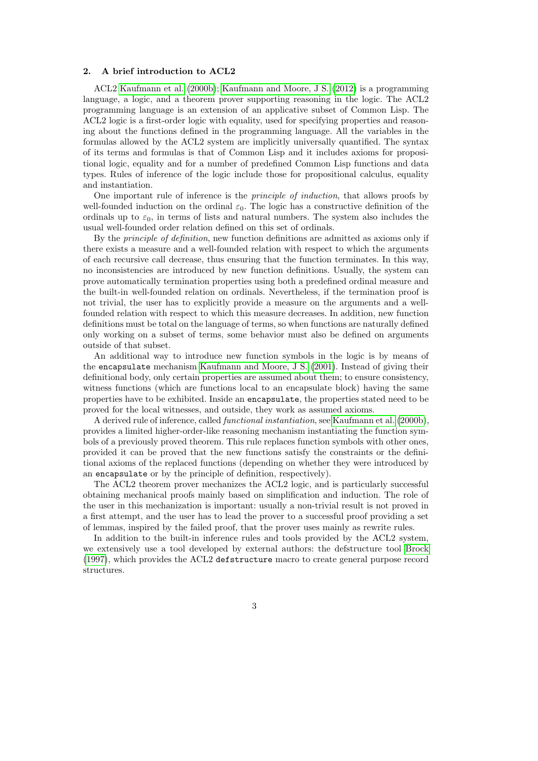## 2. A brief introduction to ACL2

ACL2 Kaufmann et al. (2000b); Kaufmann and Moore, J S. (2012) is a programming language, a logic, and a theorem prover supporting reasoning in the logic. The ACL2 programming language is an extension of an applicative subset of Common Lisp. The ACL2 logic is a first-order logic with equality, used for specifying properties and reasoning about the functions defined in the programming language. All the variables in the formulas allowed by the ACL2 system are implicitly universally quantified. The syntax of its terms and formulas is that of Common Lisp and it includes axioms for propositional logic, equality and for a number of predefined Common Lisp functions and data types. Rules of inference of the logic include those for propositional calculus, equality and instantiation.

One important rule of inference is the *principle of induction*, that allows proofs by well-founded induction on the ordinal $\varepsilon_0$. The logic has a constructive definition of the ordinals up to $\varepsilon_0$, in terms of lists and natural numbers. The system also includes the usual well-founded order relation defined on this set of ordinals.

By the *principle of definition*, new function definitions are admitted as axioms only if there exists a measure and a well-founded relation with respect to which the arguments of each recursive call decrease, thus ensuring that the function terminates. In this way, no inconsistencies are introduced by new function definitions. Usually, the system can prove automatically termination properties using both a predefined ordinal measure and the built-in well-founded relation on ordinals. Nevertheless, if the termination proof is not trivial, the user has to explicitly provide a measure on the arguments and a well-founded relation with respect to which this measure decreases. In addition, new function definitions must be total on the language of terms, so when functions are naturally defined only working on a subset of terms, some behavior must also be defined on arguments outside of that subset.

An additional way to introduce new function symbols in the logic is by means of the `encapsulate` mechanism Kaufmann and Moore, J S. (2001). Instead of giving their definitional body, only certain properties are assumed about them; to ensure consistency, witness functions (which are functions local to an encapsulate block) having the same properties have to be exhibited. Inside an `encapsulate`, the properties stated need to be proved for the local witnesses, and outside, they work as assumed axioms.

A derived rule of inference, called *functional instantiation*, see Kaufmann et al. (2000b), provides a limited higher-order-like reasoning mechanism instantiating the function symbols of a previously proved theorem. This rule replaces function symbols with other ones, provided it can be proved that the new functions satisfy the constraints or the definitional axioms of the replaced functions (depending on whether they were introduced by an `encapsulate` or by the principle of definition, respectively).

The ACL2 theorem prover mechanizes the ACL2 logic, and is particularly successful obtaining mechanical proofs mainly based on simplification and induction. The role of the user in this mechanization is important: usually a non-trivial result is not proved in a first attempt, and the user has to lead the prover to a successful proof providing a set of lemmas, inspired by the failed proof, that the prover uses mainly as rewrite rules.

In addition to the built-in inference rules and tools provided by the ACL2 system, we extensively use a tool developed by external authors: the defstructure tool Brock (1997), which provides the ACL2 `defstructure` macro to create general purpose record structures.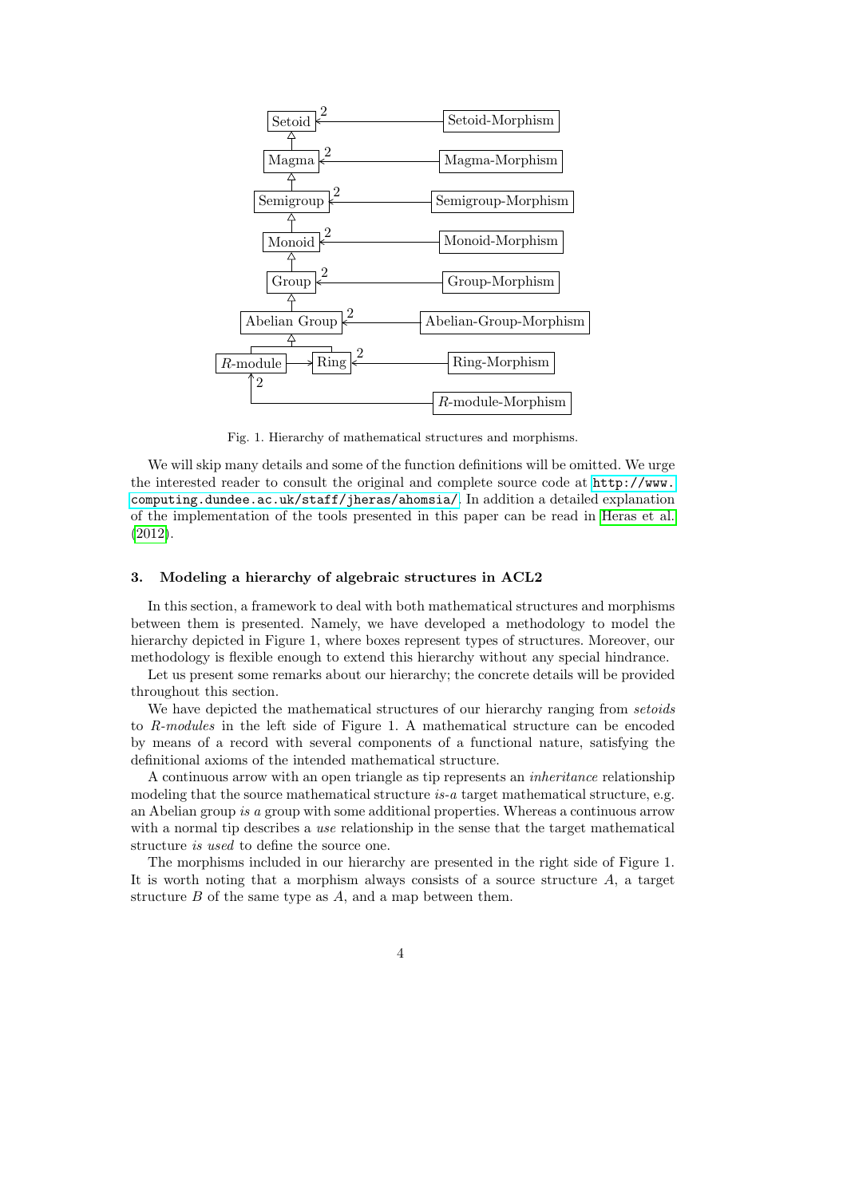Fig. 1. Hierarchy of mathematical structures and morphisms.

We will skip many details and some of the function definitions will be omitted. We urge the interested reader to consult the original and complete source code at http://www.computing.dundee.ac.uk/staff/jheras/ahomsia/. In addition a detailed explanation of the implementation of the tools presented in this paper can be read in Heras et al. (2012).

### 3. Modeling a hierarchy of algebraic structures in ACL2

In this section, a framework to deal with both mathematical structures and morphisms between them is presented. Namely, we have developed a methodology to model the hierarchy depicted in Figure 1, where boxes represent types of structures. Moreover, our methodology is flexible enough to extend this hierarchy without any special hindrance.

Let us present some remarks about our hierarchy; the concrete details will be provided throughout this section.

We have depicted the mathematical structures of our hierarchy ranging from *setoids* to *R-modules* in the left side of Figure 1. A mathematical structure can be encoded by means of a record with several components of a functional nature, satisfying the definitional axioms of the intended mathematical structure.

A continuous arrow with an open triangle as tip represents an *inheritance* relationship modeling that the source mathematical structure *is-a* target mathematical structure, e.g. an Abelian group *is a* group with some additional properties. Whereas a continuous arrow with a normal tip describes a *use* relationship in the sense that the target mathematical structure *is used* to define the source one.

The morphisms included in our hierarchy are presented in the right side of Figure 1. It is worth noting that a morphism always consists of a source structure $A$, a target structure $B$ of the same type as $A$, and a map between them.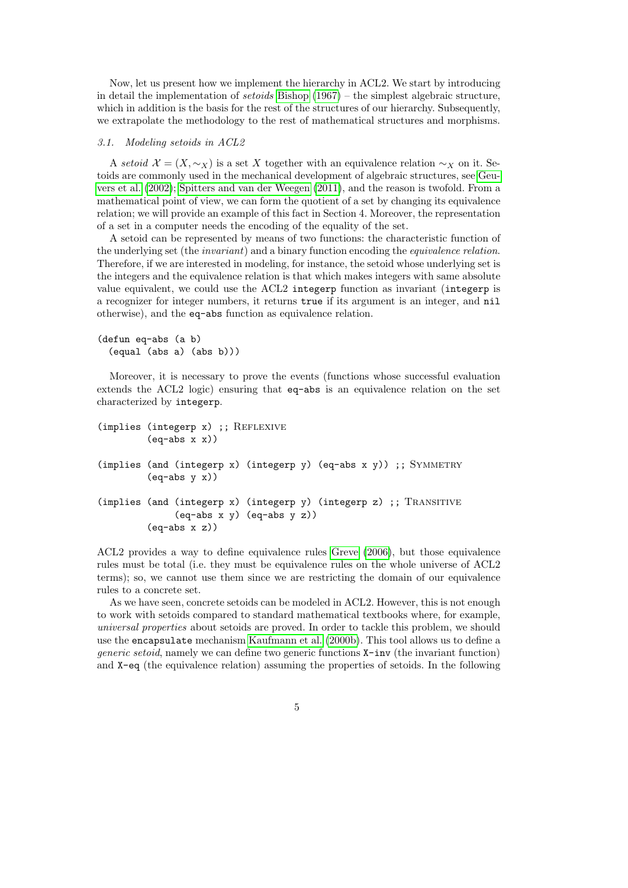Now, let us present how we implement the hierarchy in ACL2. We start by introducing in detail the implementation of *setoids* Bishop (1967) – the simplest algebraic structure, which in addition is the basis for the rest of the structures of our hierarchy. Subsequently, we extrapolate the methodology to the rest of mathematical structures and morphisms.

### 3.1. Modeling setoids in ACL2

A *setoid* $\mathcal{X} = (X, \sim_X)$ is a set $X$ together with an equivalence relation $\sim_X$ on it. Setoids are commonly used in the mechanical development of algebraic structures, see Geuvers et al. (2002); Spitters and van der Weegen (2011), and the reason is twofold. From a mathematical point of view, we can form the quotient of a set by changing its equivalence relation; we will provide an example of this fact in Section 4. Moreover, the representation of a set in a computer needs the encoding of the equality of the set.

A setoid can be represented by means of two functions: the characteristic function of the underlying set (the *invariant*) and a binary function encoding the *equivalence relation*. Therefore, if we are interested in modeling, for instance, the setoid whose underlying set is the integers and the equivalence relation is that which makes integers with same absolute value equivalent, we could use the ACL2 `integerp` function as invariant (`integerp` is a recognizer for integer numbers, it returns `true` if its argument is an integer, and `nil` otherwise), and the `eq-abs` function as equivalence relation.

```
(defun eq-abs (a b)
  (equal (abs a) (abs b)))
```

Moreover, it is necessary to prove the events (functions whose successful evaluation extends the ACL2 logic) ensuring that `eq-abs` is an equivalence relation on the set characterized by `integerp`.

```
(implies (integerp x) ;; REFLEXIVE
         (eq-abs x x))

(implies (and (integerp x) (integerp y) (eq-abs x y)) ;; SYMMETRY
         (eq-abs y x))

(implies (and (integerp x) (integerp y) (integerp z) ;; TRANSITIVE
              (eq-abs x y) (eq-abs y z))
         (eq-abs x z))
```

ACL2 provides a way to define equivalence rules Greve (2006), but those equivalence rules must be total (i.e. they must be equivalence rules on the whole universe of ACL2 terms); so, we cannot use them since we are restricting the domain of our equivalence rules to a concrete set.

As we have seen, concrete setoids can be modeled in ACL2. However, this is not enough to work with setoids compared to standard mathematical textbooks where, for example, *universal properties* about setoids are proved. In order to tackle this problem, we should use the `encapsulate` mechanism Kaufmann et al. (2000b). This tool allows us to define a *generic setoid*, namely we can define two generic functions `X-inv` (the invariant function) and `X-eq` (the equivalence relation) assuming the properties of setoids. In the following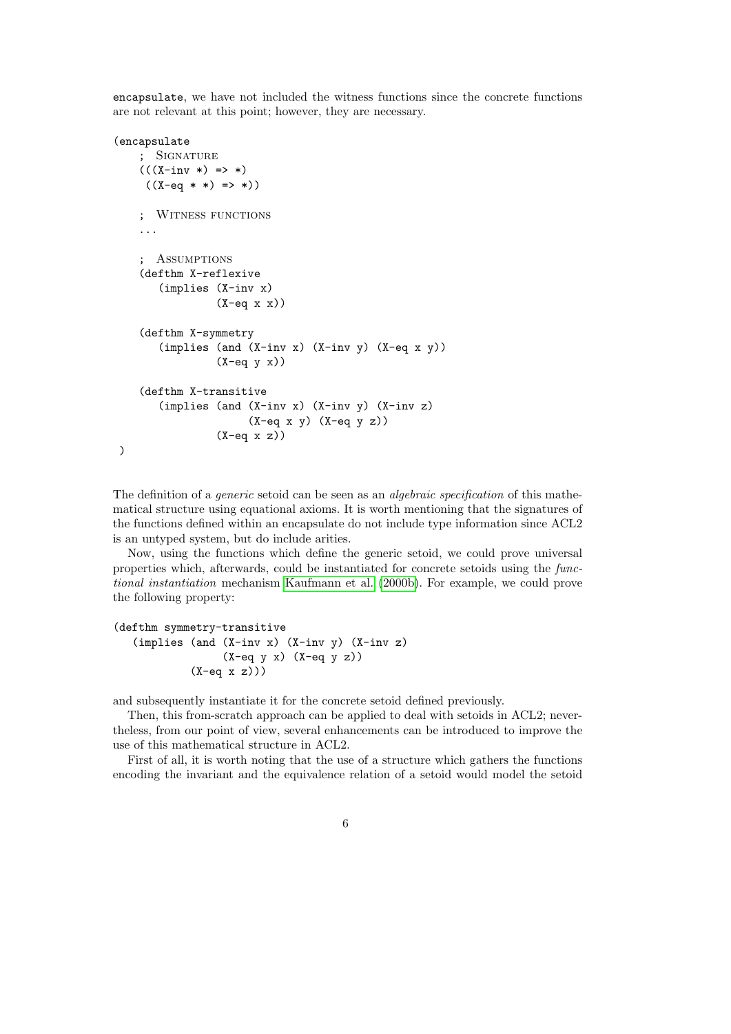encapsulate, we have not included the witness functions since the concrete functions are not relevant at this point; however, they are necessary.

```
(encapsulate
    ; SIGNATURE
    (((X-inv *) => *)
     ((X-eq * *) => *))

    ; WITNESS FUNCTIONS
    ...

    ; ASSUMPTIONS
    (defthm X-reflexive
       (implies (X-inv x)
                (X-eq x x))

    (defthm X-symmetry
       (implies (and (X-inv x) (X-inv y) (X-eq x y))
                (X-eq y x))

    (defthm X-transitive
       (implies (and (X-inv x) (X-inv y) (X-inv z)
                     (X-eq x y) (X-eq y z))
                (X-eq x z))
 )
```

The definition of a *generic* setoid can be seen as an *algebraic specification* of this mathematical structure using equational axioms. It is worth mentioning that the signatures of the functions defined within an encapsulate do not include type information since ACL2 is an untyped system, but do include arities.

Now, using the functions which define the generic setoid, we could prove universal properties which, afterwards, could be instantiated for concrete setoids using the *functional instantiation* mechanism Kaufmann et al. (2000b). For example, we could prove the following property:

```
(defthm symmetry-transitive
   (implies (and (X-inv x) (X-inv y) (X-inv z)
                 (X-eq y x) (X-eq y z))
            (X-eq x z)))
```

and subsequently instantiate it for the concrete setoid defined previously.

Then, this from-scratch approach can be applied to deal with setoids in ACL2; nevertheless, from our point of view, several enhancements can be introduced to improve the use of this mathematical structure in ACL2.

First of all, it is worth noting that the use of a structure which gathers the functions encoding the invariant and the equivalence relation of a setoid would model the setoid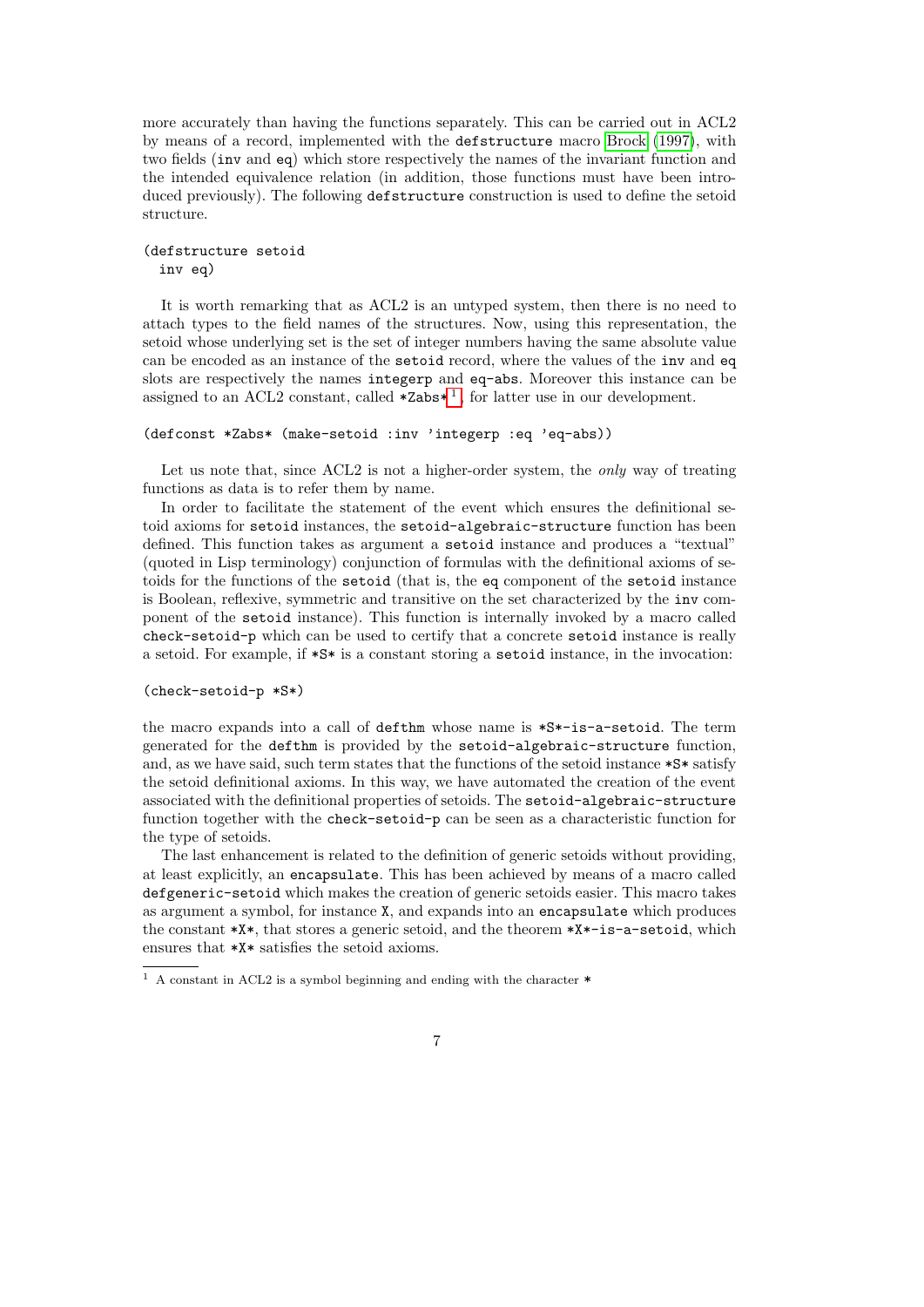more accurately than having the functions separately. This can be carried out in ACL2 by means of a record, implemented with the `defstructure` macro Brock (1997), with two fields (`inv` and `eq`) which store respectively the names of the invariant function and the intended equivalence relation (in addition, those functions must have been introduced previously). The following `defstructure` construction is used to define the setoid structure.

```
(defstructure setoid
  inv eq)
```

It is worth remarking that as ACL2 is an untyped system, then there is no need to attach types to the field names of the structures. Now, using this representation, the setoid whose underlying set is the set of integer numbers having the same absolute value can be encoded as an instance of the `setoid` record, where the values of the `inv` and `eq` slots are respectively the names `integerp` and `eq-abs`. Moreover this instance can be assigned to an ACL2 constant, called `*Zabs*`[1], for latter use in our development.

```
(defconst *Zabs* (make-setoid :inv 'integerp :eq 'eq-abs))
```

Let us note that, since ACL2 is not a higher-order system, the *only* way of treating functions as data is to refer them by name.

In order to facilitate the statement of the event which ensures the definitional setoid axioms for `setoid` instances, the `setoid-algebraic-structure` function has been defined. This function takes as argument a `setoid` instance and produces a "textual" (quoted in Lisp terminology) conjunction of formulas with the definitional axioms of setoids for the functions of the `setoid` (that is, the `eq` component of the `setoid` instance is Boolean, reflexive, symmetric and transitive on the set characterized by the `inv` component of the `setoid` instance). This function is internally invoked by a macro called `check-setoid-p` which can be used to certify that a concrete `setoid` instance is really a setoid. For example, if `*S*` is a constant storing a `setoid` instance, in the invocation:

```
(check-setoid-p *S*)
```

the macro expands into a call of `defthm` whose name is `*S*-is-a-setoid`. The term generated for the `defthm` is provided by the `setoid-algebraic-structure` function, and, as we have said, such term states that the functions of the setoid instance `*S*` satisfy the setoid definitional axioms. In this way, we have automated the creation of the event associated with the definitional properties of setoids. The `setoid-algebraic-structure` function together with the `check-setoid-p` can be seen as a characteristic function for the type of setoids.

The last enhancement is related to the definition of generic setoids without providing, at least explicitly, an `encapsulate`. This has been achieved by means of a macro called `defgeneric-setoid` which makes the creation of generic setoids easier. This macro takes as argument a symbol, for instance `X`, and expands into an `encapsulate` which produces the constant `*X*`, that stores a generic setoid, and the theorem `*X*-is-a-setoid`, which ensures that `*X*` satisfies the setoid axioms.

[1] A constant in ACL2 is a symbol beginning and ending with the character *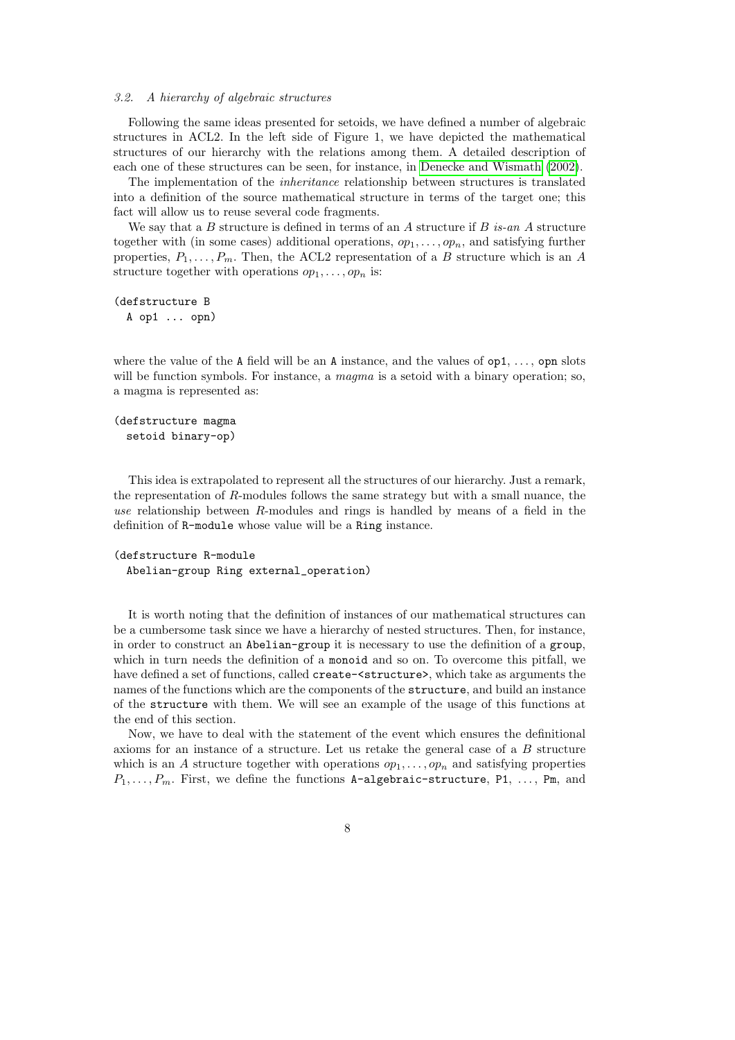### 3.2. A hierarchy of algebraic structures

Following the same ideas presented for setoids, we have defined a number of algebraic structures in ACL2. In the left side of Figure 1, we have depicted the mathematical structures of our hierarchy with the relations among them. A detailed description of each one of these structures can be seen, for instance, in Denecke and Wismath (2002).

The implementation of the *inheritance* relationship between structures is translated into a definition of the source mathematical structure in terms of the target one; this fact will allow us to reuse several code fragments.

We say that a $B$ structure is defined in terms of an $A$ structure if $B$ *is-an* $A$ structure together with (in some cases) additional operations, $op_1, \ldots, op_n$, and satisfying further properties, $P_1, \ldots, P_m$. Then, the ACL2 representation of a $B$ structure which is an $A$ structure together with operations $op_1, \ldots, op_n$ is:

```
(defstructure B
  A op1 ... opn)
```

where the value of the `A` field will be an `A` instance, and the values of `op1`, ..., `opn` slots will be function symbols. For instance, a *magma* is a setoid with a binary operation; so, a magma is represented as:

```
(defstructure magma
  setoid binary-op)
```

This idea is extrapolated to represent all the structures of our hierarchy. Just a remark, the representation of $R$-modules follows the same strategy but with a small nuance, the *use* relationship between $R$-modules and rings is handled by means of a field in the definition of `R-module` whose value will be a `Ring` instance.

```
(defstructure R-module
  Abelian-group Ring external_operation)
```

It is worth noting that the definition of instances of our mathematical structures can be a cumbersome task since we have a hierarchy of nested structures. Then, for instance, in order to construct an `Abelian-group` it is necessary to use the definition of a `group`, which in turn needs the definition of a `monoid` and so on. To overcome this pitfall, we have defined a set of functions, called `create-<structure>`, which take as arguments the names of the functions which are the components of the `structure`, and build an instance of the `structure` with them. We will see an example of the usage of this functions at the end of this section.

Now, we have to deal with the statement of the event which ensures the definitional axioms for an instance of a structure. Let us retake the general case of a $B$ structure which is an $A$ structure together with operations $op_1, \ldots, op_n$ and satisfying properties $P_1, \ldots, P_m$. First, we define the functions `A-algebraic-structure`, `P1`, ..., `Pm`, and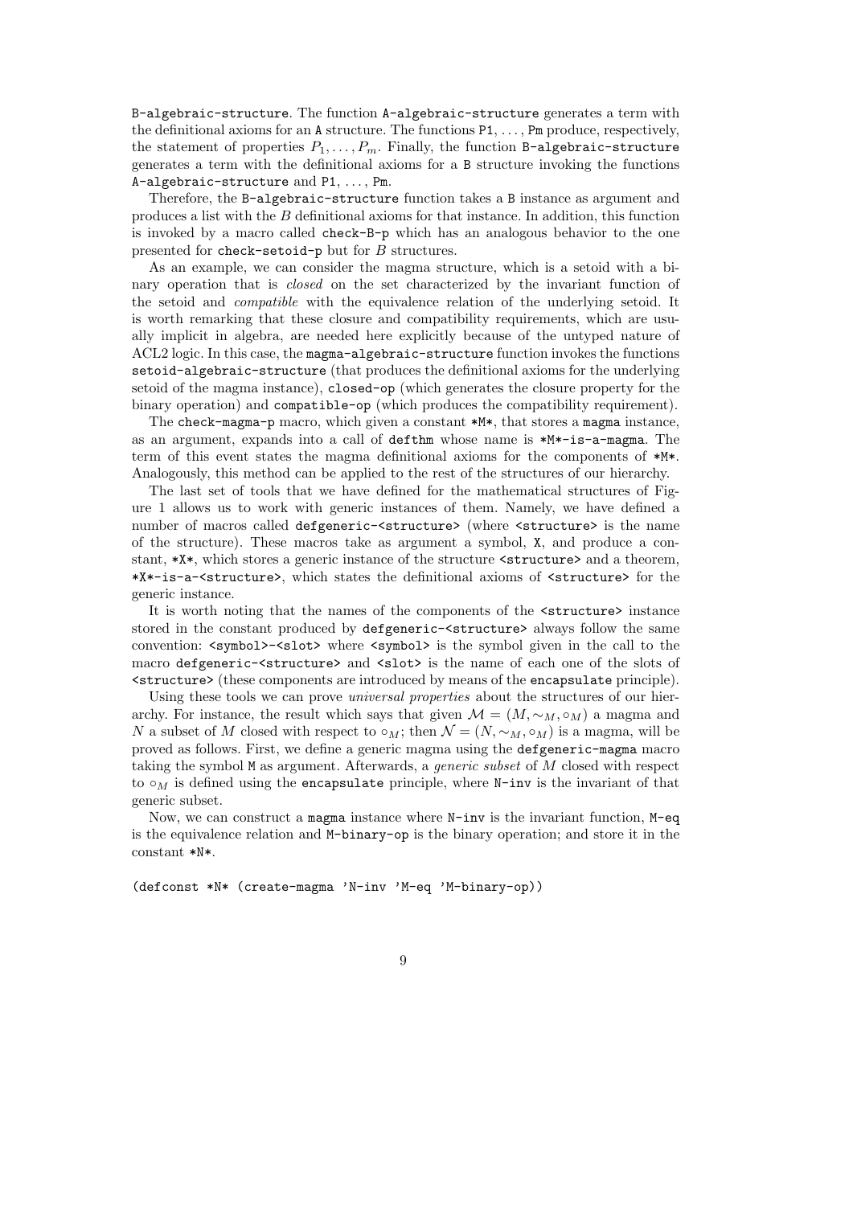B-algebraic-structure. The function A-algebraic-structure generates a term with the definitional axioms for an A structure. The functions P1, ..., Pm produce, respectively, the statement of properties $P_1, \ldots, P_m$. Finally, the function B-algebraic-structure generates a term with the definitional axioms for a B structure invoking the functions A-algebraic-structure and P1, ..., Pm.

Therefore, the B-algebraic-structure function takes a B instance as argument and produces a list with the $B$ definitional axioms for that instance. In addition, this function is invoked by a macro called check-B-p which has an analogous behavior to the one presented for check-setoid-p but for $B$ structures.

As an example, we can consider the magma structure, which is a setoid with a binary operation that is *closed* on the set characterized by the invariant function of the setoid and *compatible* with the equivalence relation of the underlying setoid. It is worth remarking that these closure and compatibility requirements, which are usually implicit in algebra, are needed here explicitly because of the untyped nature of ACL2 logic. In this case, the magma-algebraic-structure function invokes the functions setoid-algebraic-structure (that produces the definitional axioms for the underlying setoid of the magma instance), closed-op (which generates the closure property for the binary operation) and compatible-op (which produces the compatibility requirement).

The check-magma-p macro, which given a constant *M*, that stores a magma instance, as an argument, expands into a call of defthm whose name is *M*-is-a-magma. The term of this event states the magma definitional axioms for the components of *M*. Analogously, this method can be applied to the rest of the structures of our hierarchy.

The last set of tools that we have defined for the mathematical structures of Figure 1 allows us to work with generic instances of them. Namely, we have defined a number of macros called defgeneric-<structure> (where <structure> is the name of the structure). These macros take as argument a symbol, X, and produce a constant, *X*, which stores a generic instance of the structure <structure> and a theorem, *X*-is-a-<structure>, which states the definitional axioms of <structure> for the generic instance.

It is worth noting that the names of the components of the <structure> instance stored in the constant produced by defgeneric-<structure> always follow the same convention: <symbol>-<slot> where <symbol> is the symbol given in the call to the macro defgeneric-<structure> and <slot> is the name of each one of the slots of <structure> (these components are introduced by means of the encapsulate principle).

Using these tools we can prove *universal properties* about the structures of our hierarchy. For instance, the result which says that given $\mathcal{M} = (M, \sim_M, \circ_M)$ a magma and $N$ a subset of $M$ closed with respect to $\circ_M$; then $\mathcal{N} = (N, \sim_M, \circ_M)$ is a magma, will be proved as follows. First, we define a generic magma using the defgeneric-magma macro taking the symbol M as argument. Afterwards, a *generic subset* of $M$ closed with respect to $\circ_M$ is defined using the encapsulate principle, where N-inv is the invariant of that generic subset.

Now, we can construct a magma instance where N-inv is the invariant function, M-eq is the equivalence relation and M-binary-op is the binary operation; and store it in the constant *N*.

```
(defconst *N* (create-magma 'N-inv 'M-eq 'M-binary-op))
```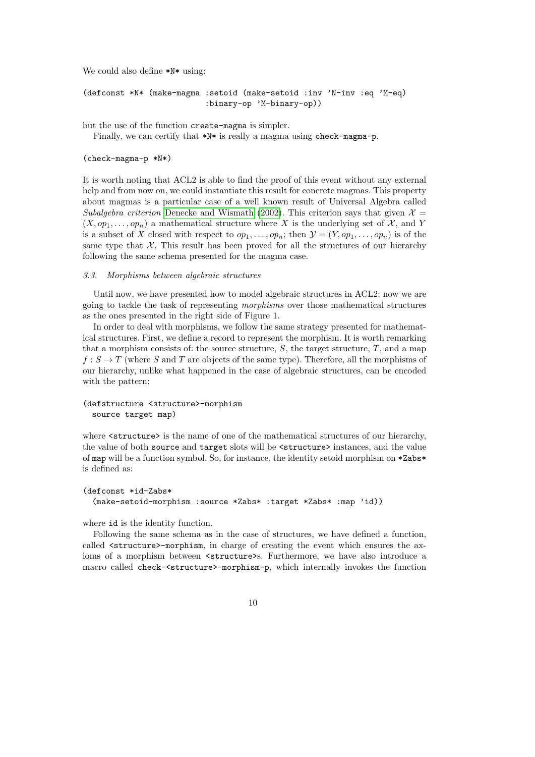We could also define *N* using:

```
(defconst *N* (make-magma :setoid (make-setoid :inv 'N-inv :eq 'M-eq)
                          :binary-op 'M-binary-op))
```

but the use of the function create-magma is simpler.

Finally, we can certify that *N* is really a magma using check-magma-p.

```
(check-magma-p *N*)
```

It is worth noting that ACL2 is able to find the proof of this event without any external help and from now on, we could instantiate this result for concrete magmas. This property about magmas is a particular case of a well known result of Universal Algebra called *Subalgebra criterion* Denecke and Wismath (2002). This criterion says that given $\mathcal{X} = (X, op_1, \ldots, op_n)$ a mathematical structure where $X$ is the underlying set of $\mathcal{X}$, and $Y$ is a subset of $X$ closed with respect to $op_1, \ldots, op_n$; then $\mathcal{Y} = (Y, op_1, \ldots, op_n)$ is of the same type that $\mathcal{X}$. This result has been proved for all the structures of our hierarchy following the same schema presented for the magma case.

### *3.3. Morphisms between algebraic structures*

Until now, we have presented how to model algebraic structures in ACL2; now we are going to tackle the task of representing *morphisms* over those mathematical structures as the ones presented in the right side of Figure 1.

In order to deal with morphisms, we follow the same strategy presented for mathematical structures. First, we define a record to represent the morphism. It is worth remarking that a morphism consists of: the source structure, $S$, the target structure, $T$, and a map $f : S \to T$ (where $S$ and $T$ are objects of the same type). Therefore, all the morphisms of our hierarchy, unlike what happened in the case of algebraic structures, can be encoded with the pattern:

```
(defstructure <structure>-morphism
  source target map)
```

where <structure> is the name of one of the mathematical structures of our hierarchy, the value of both source and target slots will be <structure> instances, and the value of map will be a function symbol. So, for instance, the identity setoid morphism on *Zabs* is defined as:

```
(defconst *id-Zabs*
  (make-setoid-morphism :source *Zabs* :target *Zabs* :map 'id))
```

where id is the identity function.

Following the same schema as in the case of structures, we have defined a function, called <structure>-morphism, in charge of creating the event which ensures the axioms of a morphism between <structure>s. Furthermore, we have also introduce a macro called check-<structure>-morphism-p, which internally invokes the function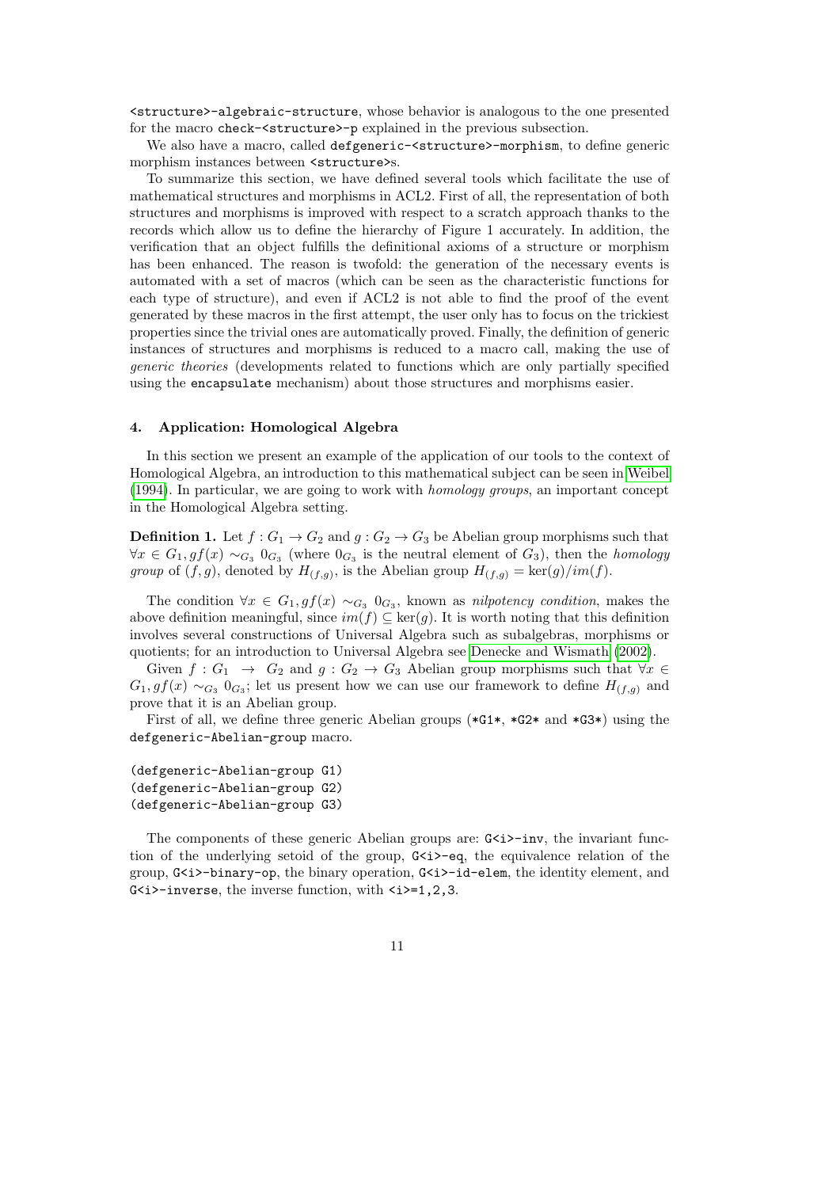<structure>-algebraic-structure, whose behavior is analogous to the one presented for the macro check-<structure>-p explained in the previous subsection.

We also have a macro, called defgeneric-<structure>-morphism, to define generic morphism instances between <structure>s.

To summarize this section, we have defined several tools which facilitate the use of mathematical structures and morphisms in ACL2. First of all, the representation of both structures and morphisms is improved with respect to a scratch approach thanks to the records which allow us to define the hierarchy of Figure 1 accurately. In addition, the verification that an object fulfills the definitional axioms of a structure or morphism has been enhanced. The reason is twofold: the generation of the necessary events is automated with a set of macros (which can be seen as the characteristic functions for each type of structure), and even if ACL2 is not able to find the proof of the event generated by these macros in the first attempt, the user only has to focus on the trickiest properties since the trivial ones are automatically proved. Finally, the definition of generic instances of structures and morphisms is reduced to a macro call, making the use of *generic theories* (developments related to functions which are only partially specified using the encapsulate mechanism) about those structures and morphisms easier.

## 4. Application: Homological Algebra

In this section we present an example of the application of our tools to the context of Homological Algebra, an introduction to this mathematical subject can be seen in Weibel (1994). In particular, we are going to work with *homology groups*, an important concept in the Homological Algebra setting.

**Definition 1.** Let $f : G_1 \to G_2$ and $g : G_2 \to G_3$ be Abelian group morphisms such that $\forall x \in G_1, gf(x) \sim_{G_3} 0_{G_3}$ (where $0_{G_3}$ is the neutral element of $G_3$), then the *homology group* of $(f, g)$, denoted by $H_{(f,g)}$, is the Abelian group $H_{(f,g)} = \ker(g)/im(f)$.

The condition $\forall x \in G_1, gf(x) \sim_{G_3} 0_{G_3}$, known as *nilpotency condition*, makes the above definition meaningful, since $im(f) \subseteq \ker(g)$. It is worth noting that this definition involves several constructions of Universal Algebra such as subalgebras, morphisms or quotients; for an introduction to Universal Algebra see Denecke and Wismath (2002).

Given $f : G_1 \to G_2$ and $g : G_2 \to G_3$ Abelian group morphisms such that $\forall x \in G_1, gf(x) \sim_{G_3} 0_{G_3}$; let us present how we can use our framework to define $H_{(f,g)}$ and prove that it is an Abelian group.

First of all, we define three generic Abelian groups (*G1*, *G2* and *G3*) using the defgeneric-Abelian-group macro.

```
(defgeneric-Abelian-group G1)
(defgeneric-Abelian-group G2)
(defgeneric-Abelian-group G3)
```

The components of these generic Abelian groups are: G<i>-inv, the invariant function of the underlying setoid of the group, G<i>-eq, the equivalence relation of the group, G<i>-binary-op, the binary operation, G<i>-id-elem, the identity element, and G<i>-inverse, the inverse function, with <i>=1,2,3.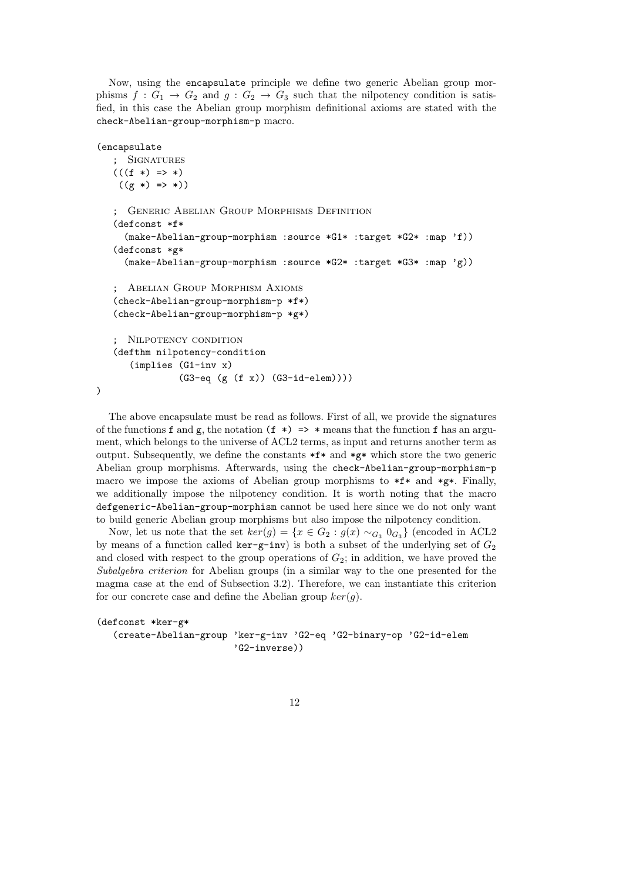Now, using the encapsulate principle we define two generic Abelian group morphisms $f : G_1 \to G_2$ and $g : G_2 \to G_3$ such that the nilpotency condition is satisfied, in this case the Abelian group morphism definitional axioms are stated with the check-Abelian-group-morphism-p macro.

```
(encapsulate
   ; Signatures
   (((f *) => *)
    ((g *) => *))

   ; Generic Abelian Group Morphisms Definition
   (defconst *f*
     (make-Abelian-group-morphism :source *G1* :target *G2* :map 'f))
   (defconst *g*
     (make-Abelian-group-morphism :source *G2* :target *G3* :map 'g))

   ; Abelian Group Morphism Axioms
   (check-Abelian-group-morphism-p *f*)
   (check-Abelian-group-morphism-p *g*)

   ; Nilpotency condition
   (defthm nilpotency-condition
      (implies (G1-inv x)
               (G3-eq (g (f x)) (G3-id-elem))))
)
```

The above encapsulate must be read as follows. First of all, we provide the signatures of the functions f and g, the notation (f *) => * means that the function f has an argument, which belongs to the universe of ACL2 terms, as input and returns another term as output. Subsequently, we define the constants \*f\* and \*g\* which store the two generic Abelian group morphisms. Afterwards, using the check-Abelian-group-morphism-p macro we impose the axioms of Abelian group morphisms to \*f\* and \*g\*. Finally, we additionally impose the nilpotency condition. It is worth noting that the macro defgeneric-Abelian-group-morphism cannot be used here since we do not only want to build generic Abelian group morphisms but also impose the nilpotency condition.

Now, let us note that the set $ker(g) = \{x \in G_2 : g(x) \sim_{G_3} 0_{G_3}\}$ (encoded in ACL2 by means of a function called ker-g-inv) is both a subset of the underlying set of $G_2$ and closed with respect to the group operations of $G_2$; in addition, we have proved the *Subalgebra criterion* for Abelian groups (in a similar way to the one presented for the magma case at the end of Subsection 3.2). Therefore, we can instantiate this criterion for our concrete case and define the Abelian group $ker(g)$.

```
(defconst *ker-g*
   (create-Abelian-group 'ker-g-inv 'G2-eq 'G2-binary-op 'G2-id-elem
                         'G2-inverse))
```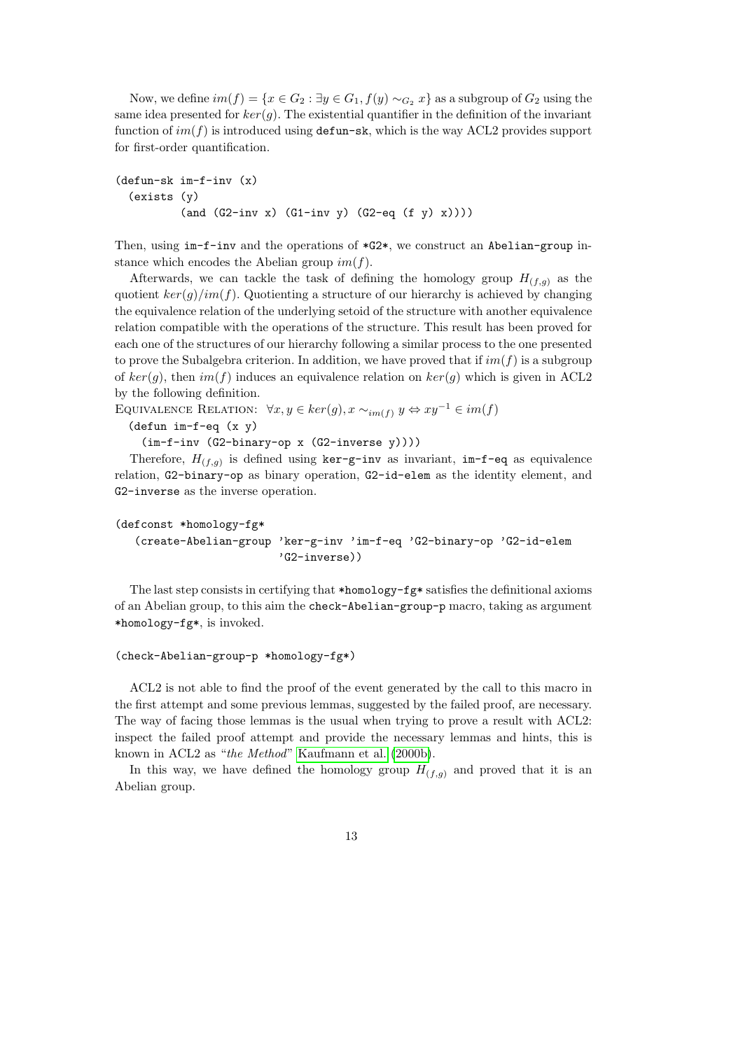Now, we define $im(f) = \{x \in G_2 : \exists y \in G_1, f(y) \sim_{G_2} x\}$ as a subgroup of $G_2$ using the same idea presented for $ker(g)$. The existential quantifier in the definition of the invariant function of $im(f)$ is introduced using `defun-sk`, which is the way ACL2 provides support for first-order quantification.

```
(defun-sk im-f-inv (x)
  (exists (y)
          (and (G2-inv x) (G1-inv y) (G2-eq (f y) x))))
```

Then, using `im-f-inv` and the operations of `*G2*`, we construct an `Abelian-group` instance which encodes the Abelian group $im(f)$.

Afterwards, we can tackle the task of defining the homology group $H_{(f,g)}$ as the quotient $ker(g)/im(f)$. Quotienting a structure of our hierarchy is achieved by changing the equivalence relation of the underlying setoid of the structure with another equivalence relation compatible with the operations of the structure. This result has been proved for each one of the structures of our hierarchy following a similar process to the one presented to prove the Subalgebra criterion. In addition, we have proved that if $im(f)$ is a subgroup of $ker(g)$, then $im(f)$ induces an equivalence relation on $ker(g)$ which is given in ACL2 by the following definition.

Equivalence Relation: $\forall x, y \in ker(g), x \sim_{im(f)} y \Leftrightarrow xy^{-1} \in im(f)$

```
(defun im-f-eq (x y)
  (im-f-inv (G2-binary-op x (G2-inverse y))))
```

Therefore, $H_{(f,g)}$ is defined using `ker-g-inv` as invariant, `im-f-eq` as equivalence relation, `G2-binary-op` as binary operation, `G2-id-elem` as the identity element, and `G2-inverse` as the inverse operation.

```
(defconst *homology-fg*
   (create-Abelian-group 'ker-g-inv 'im-f-eq 'G2-binary-op 'G2-id-elem
                         'G2-inverse))
```

The last step consists in certifying that `*homology-fg*` satisfies the definitional axioms of an Abelian group, to this aim the `check-Abelian-group-p` macro, taking as argument `*homology-fg*`, is invoked.

```
(check-Abelian-group-p *homology-fg*)
```

ACL2 is not able to find the proof of the event generated by the call to this macro in the first attempt and some previous lemmas, suggested by the failed proof, are necessary. The way of facing those lemmas is the usual when trying to prove a result with ACL2: inspect the failed proof attempt and provide the necessary lemmas and hints, this is known in ACL2 as "*the Method*" Kaufmann et al. (2000b).

In this way, we have defined the homology group $H_{(f,g)}$ and proved that it is an Abelian group.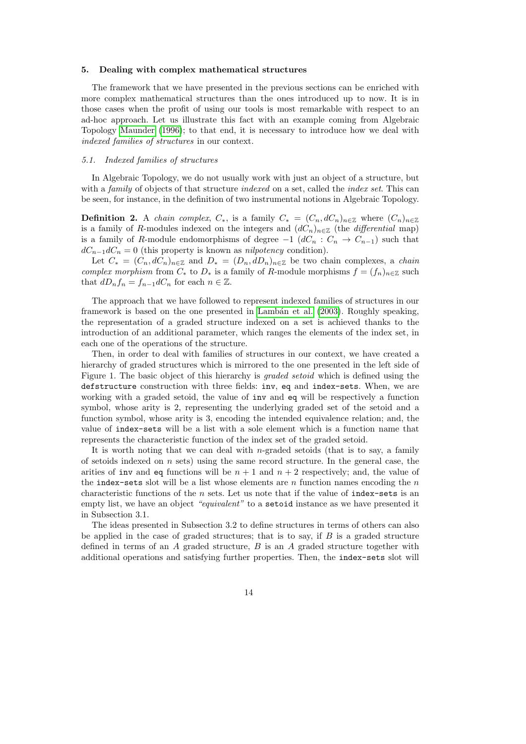## 5. Dealing with complex mathematical structures

The framework that we have presented in the previous sections can be enriched with more complex mathematical structures than the ones introduced up to now. It is in those cases when the profit of using our tools is most remarkable with respect to an ad-hoc approach. Let us illustrate this fact with an example coming from Algebraic Topology Maunder (1996); to that end, it is necessary to introduce how we deal with *indexed families of structures* in our context.

### *5.1. Indexed families of structures*

In Algebraic Topology, we do not usually work with just an object of a structure, but with a *family* of objects of that structure *indexed* on a set, called the *index set*. This can be seen, for instance, in the definition of two instrumental notions in Algebraic Topology.

**Definition 2.** A *chain complex*, $C_*$, is a family $C_* = (C_n, dC_n)_{n\in\mathbb{Z}}$ where $(C_n)_{n\in\mathbb{Z}}$ is a family of $R$-modules indexed on the integers and $(dC_n)_{n\in\mathbb{Z}}$ (the *differential* map) is a family of $R$-module endomorphisms of degree $-1$ ($dC_n : C_n \to C_{n-1}$) such that $dC_{n-1}dC_n = 0$ (this property is known as *nilpotency* condition).

Let $C_* = (C_n, dC_n)_{n\in\mathbb{Z}}$ and $D_* = (D_n, dD_n)_{n\in\mathbb{Z}}$ be two chain complexes, a *chain complex morphism* from $C_*$ to $D_*$ is a family of $R$-module morphisms $f = (f_n)_{n\in\mathbb{Z}}$ such that $dD_n f_n = f_{n-1} dC_n$ for each $n \in \mathbb{Z}$.

The approach that we have followed to represent indexed families of structures in our framework is based on the one presented in Lambán et al. (2003). Roughly speaking, the representation of a graded structure indexed on a set is achieved thanks to the introduction of an additional parameter, which ranges the elements of the index set, in each one of the operations of the structure.

Then, in order to deal with families of structures in our context, we have created a hierarchy of graded structures which is mirrored to the one presented in the left side of Figure 1. The basic object of this hierarchy is *graded setoid* which is defined using the `defstructure` construction with three fields: `inv`, `eq` and `index-sets`. When, we are working with a graded setoid, the value of `inv` and `eq` will be respectively a function symbol, whose arity is 2, representing the underlying graded set of the setoid and a function symbol, whose arity is 3, encoding the intended equivalence relation; and, the value of `index-sets` will be a list with a sole element which is a function name that represents the characteristic function of the index set of the graded setoid.

It is worth noting that we can deal with $n$-graded setoids (that is to say, a family of setoids indexed on $n$ sets) using the same record structure. In the general case, the arities of `inv` and `eq` functions will be $n+1$ and $n+2$ respectively; and, the value of the `index-sets` slot will be a list whose elements are $n$ function names encoding the $n$ characteristic functions of the $n$ sets. Let us note that if the value of `index-sets` is an empty list, we have an object *"equivalent"* to a `setoid` instance as we have presented it in Subsection 3.1.

The ideas presented in Subsection 3.2 to define structures in terms of others can also be applied in the case of graded structures; that is to say, if $B$ is a graded structure defined in terms of an $A$ graded structure, $B$ is an $A$ graded structure together with additional operations and satisfying further properties. Then, the `index-sets` slot will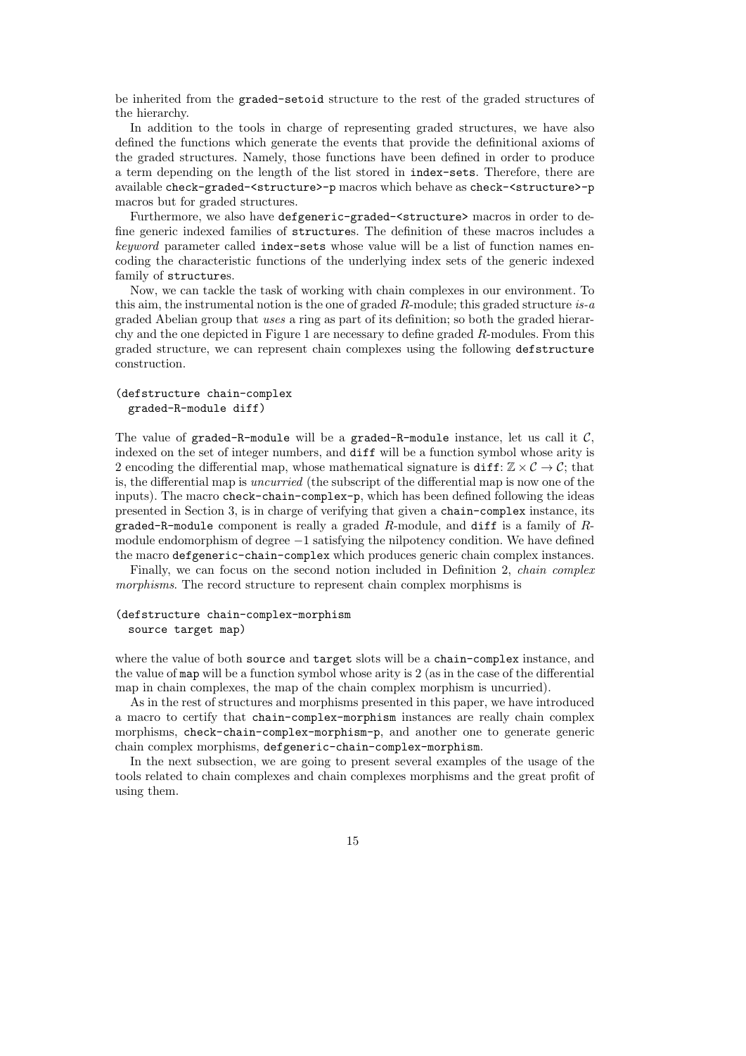be inherited from the `graded-setoid` structure to the rest of the graded structures of the hierarchy.

In addition to the tools in charge of representing graded structures, we have also defined the functions which generate the events that provide the definitional axioms of the graded structures. Namely, those functions have been defined in order to produce a term depending on the length of the list stored in `index-sets`. Therefore, there are available `check-graded-<structure>-p` macros which behave as `check-<structure>-p` macros but for graded structures.

Furthermore, we also have `defgeneric-graded-<structure>` macros in order to define generic indexed families of `structure`s. The definition of these macros includes a *keyword* parameter called `index-sets` whose value will be a list of function names encoding the characteristic functions of the underlying index sets of the generic indexed family of `structure`s.

Now, we can tackle the task of working with chain complexes in our environment. To this aim, the instrumental notion is the one of graded $R$-module; this graded structure *is-a* graded Abelian group that *uses* a ring as part of its definition; so both the graded hierarchy and the one depicted in Figure 1 are necessary to define graded $R$-modules. From this graded structure, we can represent chain complexes using the following `defstructure` construction.

```
(defstructure chain-complex
  graded-R-module diff)
```

The value of `graded-R-module` will be a `graded-R-module` instance, let us call it $\mathcal{C}$, indexed on the set of integer numbers, and `diff` will be a function symbol whose arity is 2 encoding the differential map, whose mathematical signature is `diff`: $\mathbb{Z} \times \mathcal{C} \to \mathcal{C}$; that is, the differential map is *uncurried* (the subscript of the differential map is now one of the inputs). The macro `check-chain-complex-p`, which has been defined following the ideas presented in Section 3, is in charge of verifying that given a `chain-complex` instance, its `graded-R-module` component is really a graded $R$-module, and `diff` is a family of $R$-module endomorphism of degree $-1$ satisfying the nilpotency condition. We have defined the macro `defgeneric-chain-complex` which produces generic chain complex instances.

Finally, we can focus on the second notion included in Definition 2, *chain complex morphisms*. The record structure to represent chain complex morphisms is

```
(defstructure chain-complex-morphism
  source target map)
```

where the value of both `source` and `target` slots will be a `chain-complex` instance, and the value of `map` will be a function symbol whose arity is 2 (as in the case of the differential map in chain complexes, the map of the chain complex morphism is uncurried).

As in the rest of structures and morphisms presented in this paper, we have introduced a macro to certify that `chain-complex-morphism` instances are really chain complex morphisms, `check-chain-complex-morphism-p`, and another one to generate generic chain complex morphisms, `defgeneric-chain-complex-morphism`.

In the next subsection, we are going to present several examples of the usage of the tools related to chain complexes and chain complexes morphisms and the great profit of using them.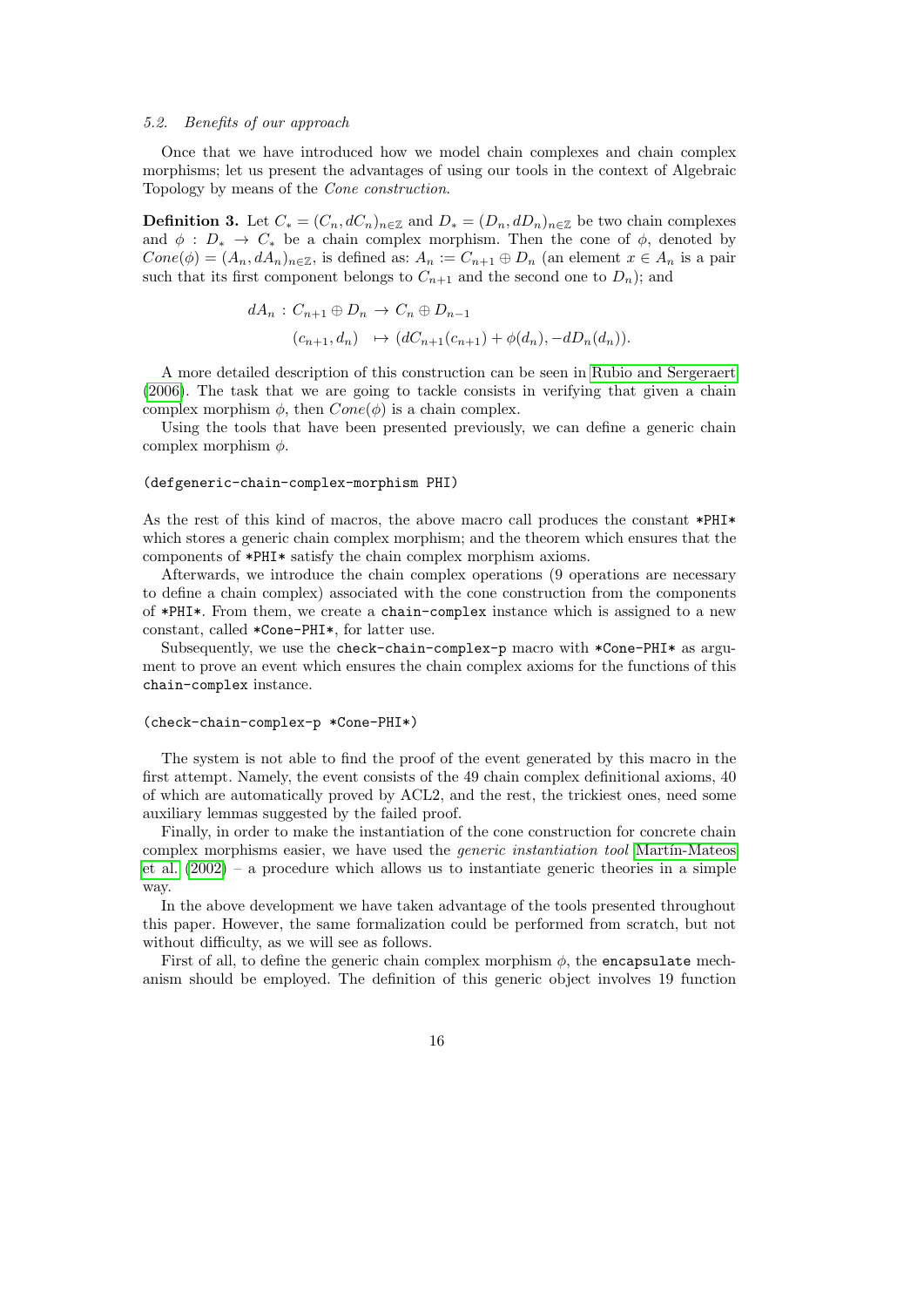### 5.2. Benefits of our approach

Once that we have introduced how we model chain complexes and chain complex morphisms; let us present the advantages of using our tools in the context of Algebraic Topology by means of the *Cone construction*.

**Definition 3.** Let $C_* = (C_n, dC_n)_{n \in \mathbb{Z}}$ and $D_* = (D_n, dD_n)_{n \in \mathbb{Z}}$ be two chain complexes and $\phi : D_* \to C_*$ be a chain complex morphism. Then the cone of $\phi$, denoted by $Cone(\phi) = (A_n, dA_n)_{n \in \mathbb{Z}}$, is defined as: $A_n := C_{n+1} \oplus D_n$ (an element $x \in A_n$ is a pair such that its first component belongs to $C_{n+1}$ and the second one to $D_n$); and

$$
\begin{aligned}
dA_n : C_{n+1} \oplus D_n &\to C_n \oplus D_{n-1} \\
(c_{n+1}, d_n) &\mapsto (dC_{n+1}(c_{n+1}) + \phi(d_n), -dD_n(d_n)).
\end{aligned}
$$

A more detailed description of this construction can be seen in Rubio and Sergeraert (2006). The task that we are going to tackle consists in verifying that given a chain complex morphism $\phi$, then $Cone(\phi)$ is a chain complex.

Using the tools that have been presented previously, we can define a generic chain complex morphism $\phi$.

```
(defgeneric-chain-complex-morphism PHI)
```

As the rest of this kind of macros, the above macro call produces the constant *PHI* which stores a generic chain complex morphism; and the theorem which ensures that the components of *PHI* satisfy the chain complex morphism axioms.

Afterwards, we introduce the chain complex operations (9 operations are necessary to define a chain complex) associated with the cone construction from the components of *PHI*. From them, we create a `chain-complex` instance which is assigned to a new constant, called *Cone-PHI*, for latter use.

Subsequently, we use the `check-chain-complex-p` macro with *Cone-PHI* as argument to prove an event which ensures the chain complex axioms for the functions of this `chain-complex` instance.

```
(check-chain-complex-p *Cone-PHI*)
```

The system is not able to find the proof of the event generated by this macro in the first attempt. Namely, the event consists of the 49 chain complex definitional axioms, 40 of which are automatically proved by ACL2, and the rest, the trickiest ones, need some auxiliary lemmas suggested by the failed proof.

Finally, in order to make the instantiation of the cone construction for concrete chain complex morphisms easier, we have used the *generic instantiation tool* Martín-Mateos et al. (2002) – a procedure which allows us to instantiate generic theories in a simple way.

In the above development we have taken advantage of the tools presented throughout this paper. However, the same formalization could be performed from scratch, but not without difficulty, as we will see as follows.

First of all, to define the generic chain complex morphism $\phi$, the `encapsulate` mechanism should be employed. The definition of this generic object involves 19 function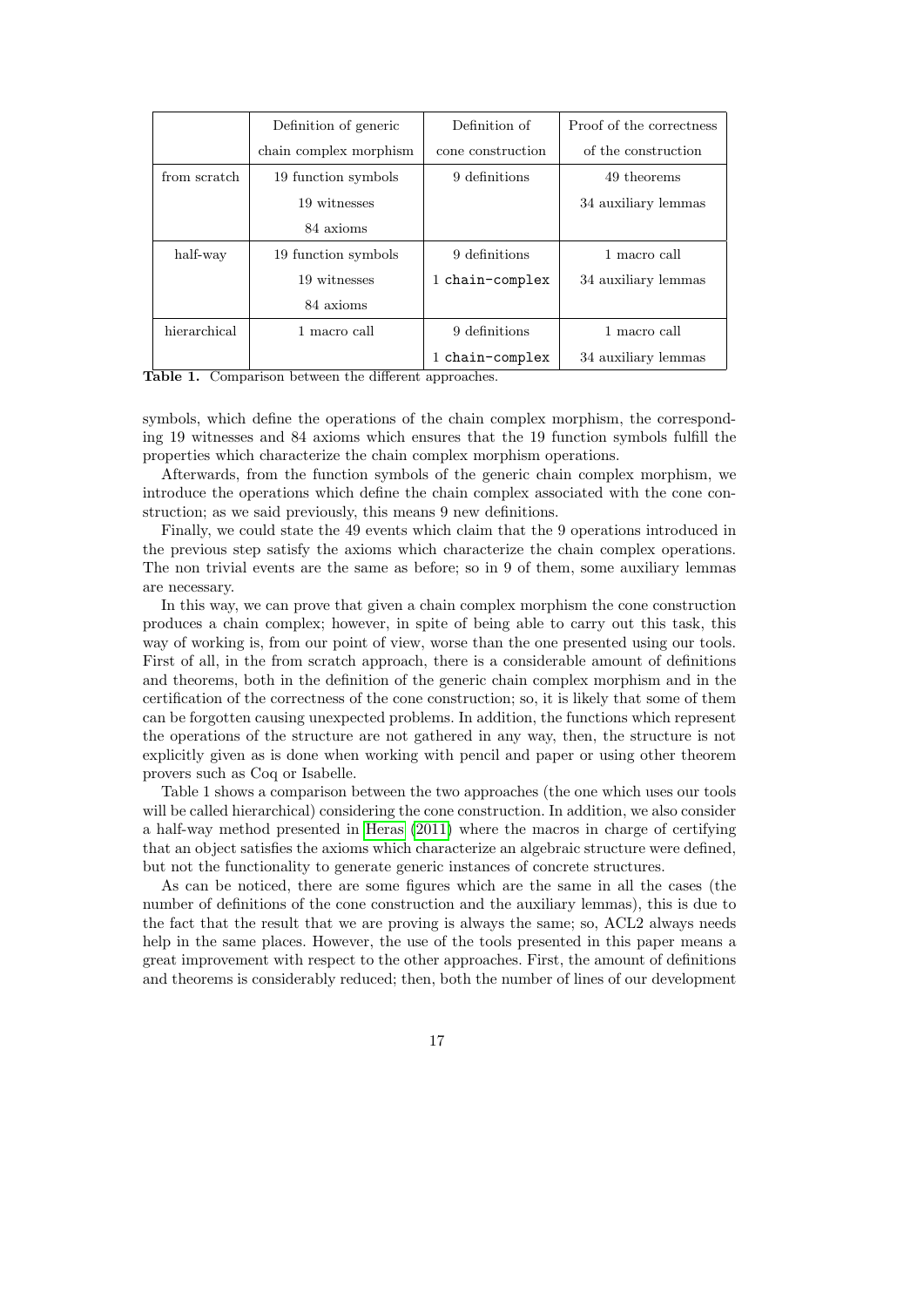| | Definition of generic chain complex morphism | Definition of cone construction | Proof of the correctness of the construction |
|---|---|---|---|
| from scratch | 19 function symbols<br>19 witnesses<br>84 axioms | 9 definitions | 49 theorems<br>34 auxiliary lemmas |
| half-way | 19 function symbols<br>19 witnesses<br>84 axioms | 9 definitions<br>1 `chain-complex` | 1 macro call<br>34 auxiliary lemmas |
| hierarchical | 1 macro call | 9 definitions<br>1 `chain-complex` | 1 macro call<br>34 auxiliary lemmas |

**Table 1.** Comparison between the different approaches.

symbols, which define the operations of the chain complex morphism, the corresponding 19 witnesses and 84 axioms which ensures that the 19 function symbols fulfill the properties which characterize the chain complex morphism operations.

Afterwards, from the function symbols of the generic chain complex morphism, we introduce the operations which define the chain complex associated with the cone construction; as we said previously, this means 9 new definitions.

Finally, we could state the 49 events which claim that the 9 operations introduced in the previous step satisfy the axioms which characterize the chain complex operations. The non trivial events are the same as before; so in 9 of them, some auxiliary lemmas are necessary.

In this way, we can prove that given a chain complex morphism the cone construction produces a chain complex; however, in spite of being able to carry out this task, this way of working is, from our point of view, worse than the one presented using our tools. First of all, in the from scratch approach, there is a considerable amount of definitions and theorems, both in the definition of the generic chain complex morphism and in the certification of the correctness of the cone construction; so, it is likely that some of them can be forgotten causing unexpected problems. In addition, the functions which represent the operations of the structure are not gathered in any way, then, the structure is not explicitly given as is done when working with pencil and paper or using other theorem provers such as Coq or Isabelle.

Table 1 shows a comparison between the two approaches (the one which uses our tools will be called hierarchical) considering the cone construction. In addition, we also consider a half-way method presented in Heras (2011) where the macros in charge of certifying that an object satisfies the axioms which characterize an algebraic structure were defined, but not the functionality to generate generic instances of concrete structures.

As can be noticed, there are some figures which are the same in all the cases (the number of definitions of the cone construction and the auxiliary lemmas), this is due to the fact that the result that we are proving is always the same; so, ACL2 always needs help in the same places. However, the use of the tools presented in this paper means a great improvement with respect to the other approaches. First, the amount of definitions and theorems is considerably reduced; then, both the number of lines of our development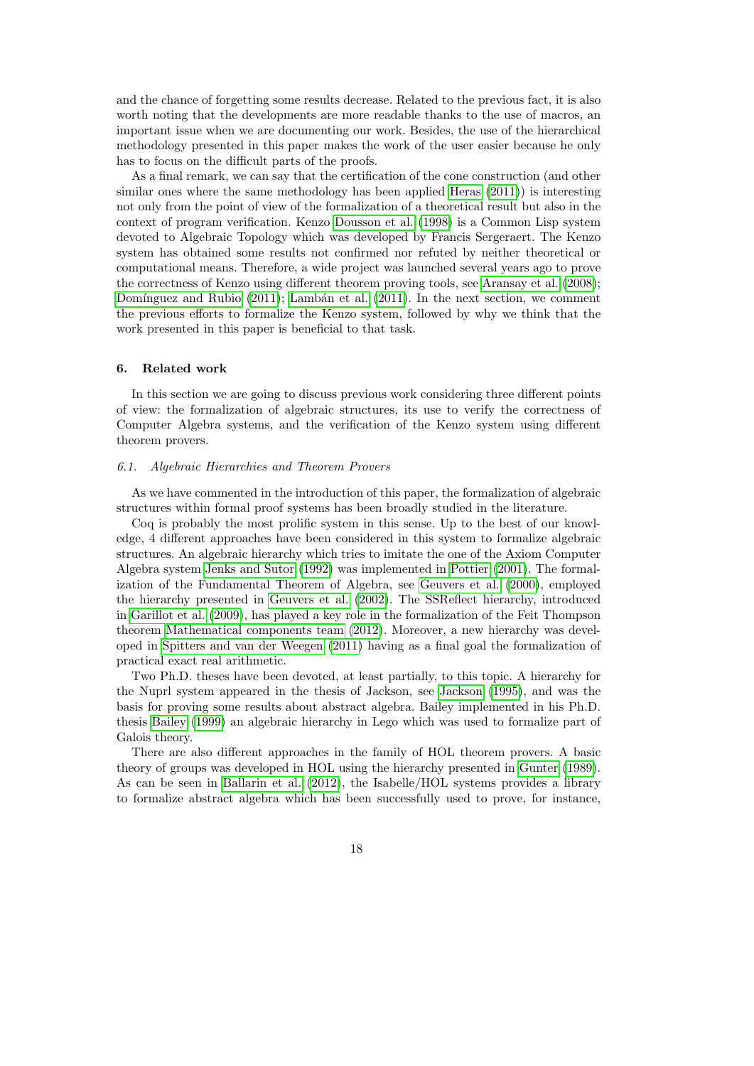and the chance of forgetting some results decrease. Related to the previous fact, it is also worth noting that the developments are more readable thanks to the use of macros, an important issue when we are documenting our work. Besides, the use of the hierarchical methodology presented in this paper makes the work of the user easier because he only has to focus on the difficult parts of the proofs.

As a final remark, we can say that the certification of the cone construction (and other similar ones where the same methodology has been applied Heras (2011)) is interesting not only from the point of view of the formalization of a theoretical result but also in the context of program verification. Kenzo Dousson et al. (1998) is a Common Lisp system devoted to Algebraic Topology which was developed by Francis Sergeraert. The Kenzo system has obtained some results not confirmed nor refuted by neither theoretical or computational means. Therefore, a wide project was launched several years ago to prove the correctness of Kenzo using different theorem proving tools, see Aransay et al. (2008); Domínguez and Rubio (2011); Lambán et al. (2011). In the next section, we comment the previous efforts to formalize the Kenzo system, followed by why we think that the work presented in this paper is beneficial to that task.

## 6. Related work

In this section we are going to discuss previous work considering three different points of view: the formalization of algebraic structures, its use to verify the correctness of Computer Algebra systems, and the verification of the Kenzo system using different theorem provers.

### *6.1. Algebraic Hierarchies and Theorem Provers*

As we have commented in the introduction of this paper, the formalization of algebraic structures within formal proof systems has been broadly studied in the literature.

Coq is probably the most prolific system in this sense. Up to the best of our knowledge, 4 different approaches have been considered in this system to formalize algebraic structures. An algebraic hierarchy which tries to imitate the one of the Axiom Computer Algebra system Jenks and Sutor (1992) was implemented in Pottier (2001). The formalization of the Fundamental Theorem of Algebra, see Geuvers et al. (2000), employed the hierarchy presented in Geuvers et al. (2002). The SSReflect hierarchy, introduced in Garillot et al. (2009), has played a key role in the formalization of the Feit Thompson theorem Mathematical components team (2012). Moreover, a new hierarchy was developed in Spitters and van der Weegen (2011) having as a final goal the formalization of practical exact real arithmetic.

Two Ph.D. theses have been devoted, at least partially, to this topic. A hierarchy for the Nuprl system appeared in the thesis of Jackson, see Jackson (1995), and was the basis for proving some results about abstract algebra. Bailey implemented in his Ph.D. thesis Bailey (1999) an algebraic hierarchy in Lego which was used to formalize part of Galois theory.

There are also different approaches in the family of HOL theorem provers. A basic theory of groups was developed in HOL using the hierarchy presented in Gunter (1989). As can be seen in Ballarin et al. (2012), the Isabelle/HOL systems provides a library to formalize abstract algebra which has been successfully used to prove, for instance,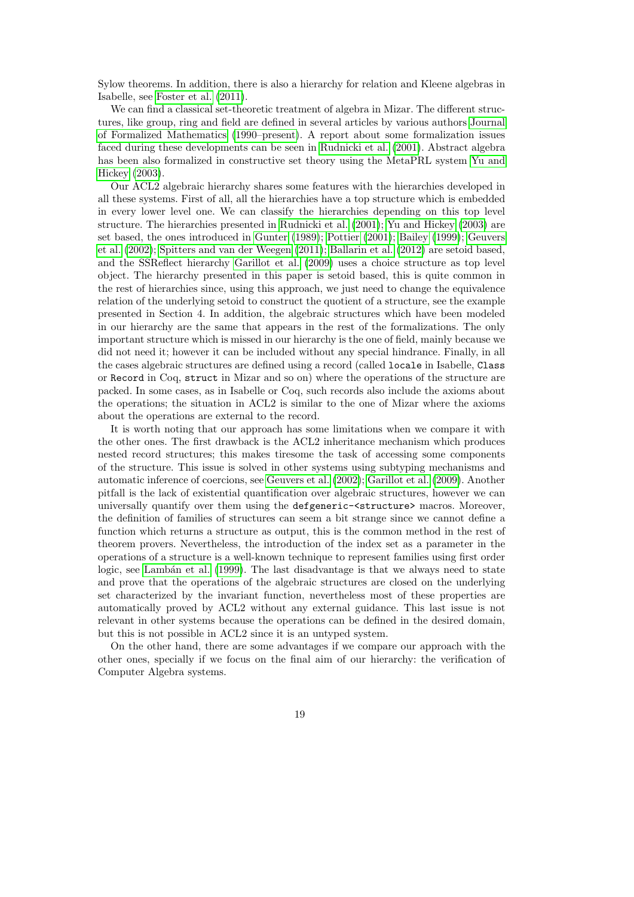Sylow theorems. In addition, there is also a hierarchy for relation and Kleene algebras in Isabelle, see Foster et al. (2011).

We can find a classical set-theoretic treatment of algebra in Mizar. The different structures, like group, ring and field are defined in several articles by various authors Journal of Formalized Mathematics (1990–present). A report about some formalization issues faced during these developments can be seen in Rudnicki et al. (2001). Abstract algebra has been also formalized in constructive set theory using the MetaPRL system Yu and Hickey (2003).

Our ACL2 algebraic hierarchy shares some features with the hierarchies developed in all these systems. First of all, all the hierarchies have a top structure which is embedded in every lower level one. We can classify the hierarchies depending on this top level structure. The hierarchies presented in Rudnicki et al. (2001); Yu and Hickey (2003) are set based, the ones introduced in Gunter (1989); Pottier (2001); Bailey (1999); Geuvers et al. (2002); Spitters and van der Weegen (2011); Ballarin et al. (2012) are setoid based, and the SSReflect hierarchy Garillot et al. (2009) uses a choice structure as top level object. The hierarchy presented in this paper is setoid based, this is quite common in the rest of hierarchies since, using this approach, we just need to change the equivalence relation of the underlying setoid to construct the quotient of a structure, see the example presented in Section 4. In addition, the algebraic structures which have been modeled in our hierarchy are the same that appears in the rest of the formalizations. The only important structure which is missed in our hierarchy is the one of field, mainly because we did not need it; however it can be included without any special hindrance. Finally, in all the cases algebraic structures are defined using a record (called `locale` in Isabelle, `Class` or `Record` in Coq, `struct` in Mizar and so on) where the operations of the structure are packed. In some cases, as in Isabelle or Coq, such records also include the axioms about the operations; the situation in ACL2 is similar to the one of Mizar where the axioms about the operations are external to the record.

It is worth noting that our approach has some limitations when we compare it with the other ones. The first drawback is the ACL2 inheritance mechanism which produces nested record structures; this makes tiresome the task of accessing some components of the structure. This issue is solved in other systems using subtyping mechanisms and automatic inference of coercions, see Geuvers et al. (2002); Garillot et al. (2009). Another pitfall is the lack of existential quantification over algebraic structures, however we can universally quantify over them using the `defgeneric-<structure>` macros. Moreover, the definition of families of structures can seem a bit strange since we cannot define a function which returns a structure as output, this is the common method in the rest of theorem provers. Nevertheless, the introduction of the index set as a parameter in the operations of a structure is a well-known technique to represent families using first order logic, see Lambán et al. (1999). The last disadvantage is that we always need to state and prove that the operations of the algebraic structures are closed on the underlying set characterized by the invariant function, nevertheless most of these properties are automatically proved by ACL2 without any external guidance. This last issue is not relevant in other systems because the operations can be defined in the desired domain, but this is not possible in ACL2 since it is an untyped system.

On the other hand, there are some advantages if we compare our approach with the other ones, specially if we focus on the final aim of our hierarchy: the verification of Computer Algebra systems.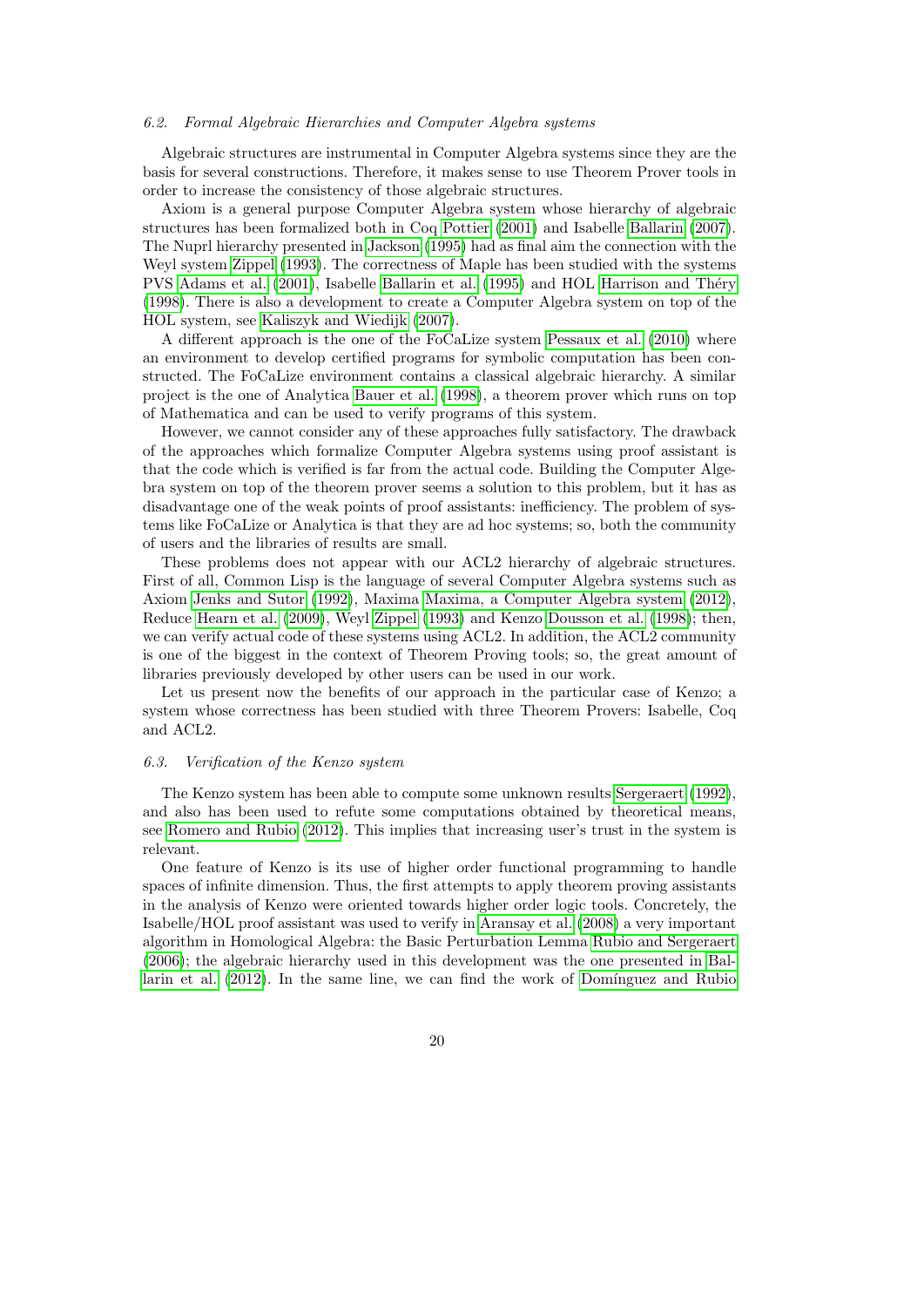### 6.2. Formal Algebraic Hierarchies and Computer Algebra systems

Algebraic structures are instrumental in Computer Algebra systems since they are the basis for several constructions. Therefore, it makes sense to use Theorem Prover tools in order to increase the consistency of those algebraic structures.

Axiom is a general purpose Computer Algebra system whose hierarchy of algebraic structures has been formalized both in Coq Pottier (2001) and Isabelle Ballarin (2007). The Nuprl hierarchy presented in Jackson (1995) had as final aim the connection with the Weyl system Zippel (1993). The correctness of Maple has been studied with the systems PVS Adams et al. (2001), Isabelle Ballarin et al. (1995) and HOL Harrison and Théry (1998). There is also a development to create a Computer Algebra system on top of the HOL system, see Kaliszyk and Wiedijk (2007).

A different approach is the one of the FoCaLize system Pessaux et al. (2010) where an environment to develop certified programs for symbolic computation has been constructed. The FoCaLize environment contains a classical algebraic hierarchy. A similar project is the one of Analytica Bauer et al. (1998), a theorem prover which runs on top of Mathematica and can be used to verify programs of this system.

However, we cannot consider any of these approaches fully satisfactory. The drawback of the approaches which formalize Computer Algebra systems using proof assistant is that the code which is verified is far from the actual code. Building the Computer Algebra system on top of the theorem prover seems a solution to this problem, but it has as disadvantage one of the weak points of proof assistants: inefficiency. The problem of systems like FoCaLize or Analytica is that they are ad hoc systems; so, both the community of users and the libraries of results are small.

These problems does not appear with our ACL2 hierarchy of algebraic structures. First of all, Common Lisp is the language of several Computer Algebra systems such as Axiom Jenks and Sutor (1992), Maxima Maxima, a Computer Algebra system (2012), Reduce Hearn et al. (2009), Weyl Zippel (1993) and Kenzo Dousson et al. (1998); then, we can verify actual code of these systems using ACL2. In addition, the ACL2 community is one of the biggest in the context of Theorem Proving tools; so, the great amount of libraries previously developed by other users can be used in our work.

Let us present now the benefits of our approach in the particular case of Kenzo; a system whose correctness has been studied with three Theorem Provers: Isabelle, Coq and ACL2.

### 6.3. Verification of the Kenzo system

The Kenzo system has been able to compute some unknown results Sergeraert (1992), and also has been used to refute some computations obtained by theoretical means, see Romero and Rubio (2012). This implies that increasing user's trust in the system is relevant.

One feature of Kenzo is its use of higher order functional programming to handle spaces of infinite dimension. Thus, the first attempts to apply theorem proving assistants in the analysis of Kenzo were oriented towards higher order logic tools. Concretely, the Isabelle/HOL proof assistant was used to verify in Aransay et al. (2008) a very important algorithm in Homological Algebra: the Basic Perturbation Lemma Rubio and Sergeraert (2006); the algebraic hierarchy used in this development was the one presented in Ballarin et al. (2012). In the same line, we can find the work of Domínguez and Rubio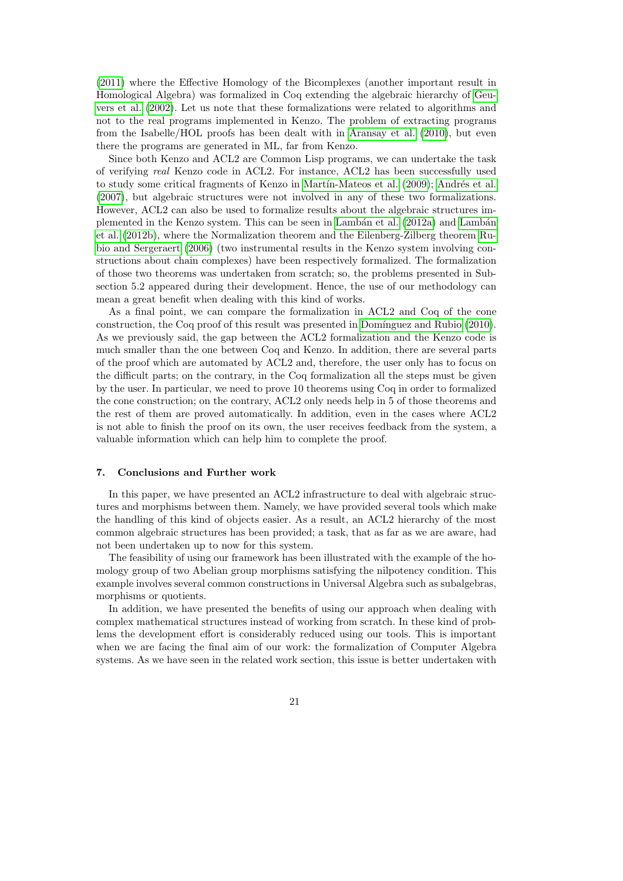(2011) where the Effective Homology of the Bicomplexes (another important result in Homological Algebra) was formalized in Coq extending the algebraic hierarchy of Geuvers et al. (2002). Let us note that these formalizations were related to algorithms and not to the real programs implemented in Kenzo. The problem of extracting programs from the Isabelle/HOL proofs has been dealt with in Aransay et al. (2010), but even there the programs are generated in ML, far from Kenzo.

Since both Kenzo and ACL2 are Common Lisp programs, we can undertake the task of verifying *real* Kenzo code in ACL2. For instance, ACL2 has been successfully used to study some critical fragments of Kenzo in Martín-Mateos et al. (2009); Andrés et al. (2007), but algebraic structures were not involved in any of these two formalizations. However, ACL2 can also be used to formalize results about the algebraic structures implemented in the Kenzo system. This can be seen in Lambán et al. (2012a) and Lambán et al. (2012b), where the Normalization theorem and the Eilenberg-Zilberg theorem Rubio and Sergeraert (2006) (two instrumental results in the Kenzo system involving constructions about chain complexes) have been respectively formalized. The formalization of those two theorems was undertaken from scratch; so, the problems presented in Subsection 5.2 appeared during their development. Hence, the use of our methodology can mean a great benefit when dealing with this kind of works.

As a final point, we can compare the formalization in ACL2 and Coq of the cone construction, the Coq proof of this result was presented in Domínguez and Rubio (2010). As we previously said, the gap between the ACL2 formalization and the Kenzo code is much smaller than the one between Coq and Kenzo. In addition, there are several parts of the proof which are automated by ACL2 and, therefore, the user only has to focus on the difficult parts; on the contrary, in the Coq formalization all the steps must be given by the user. In particular, we need to prove 10 theorems using Coq in order to formalized the cone construction; on the contrary, ACL2 only needs help in 5 of those theorems and the rest of them are proved automatically. In addition, even in the cases where ACL2 is not able to finish the proof on its own, the user receives feedback from the system, a valuable information which can help him to complete the proof.

## 7. Conclusions and Further work

In this paper, we have presented an ACL2 infrastructure to deal with algebraic structures and morphisms between them. Namely, we have provided several tools which make the handling of this kind of objects easier. As a result, an ACL2 hierarchy of the most common algebraic structures has been provided; a task, that as far as we are aware, had not been undertaken up to now for this system.

The feasibility of using our framework has been illustrated with the example of the homology group of two Abelian group morphisms satisfying the nilpotency condition. This example involves several common constructions in Universal Algebra such as subalgebras, morphisms or quotients.

In addition, we have presented the benefits of using our approach when dealing with complex mathematical structures instead of working from scratch. In these kind of problems the development effort is considerably reduced using our tools. This is important when we are facing the final aim of our work: the formalization of Computer Algebra systems. As we have seen in the related work section, this issue is better undertaken with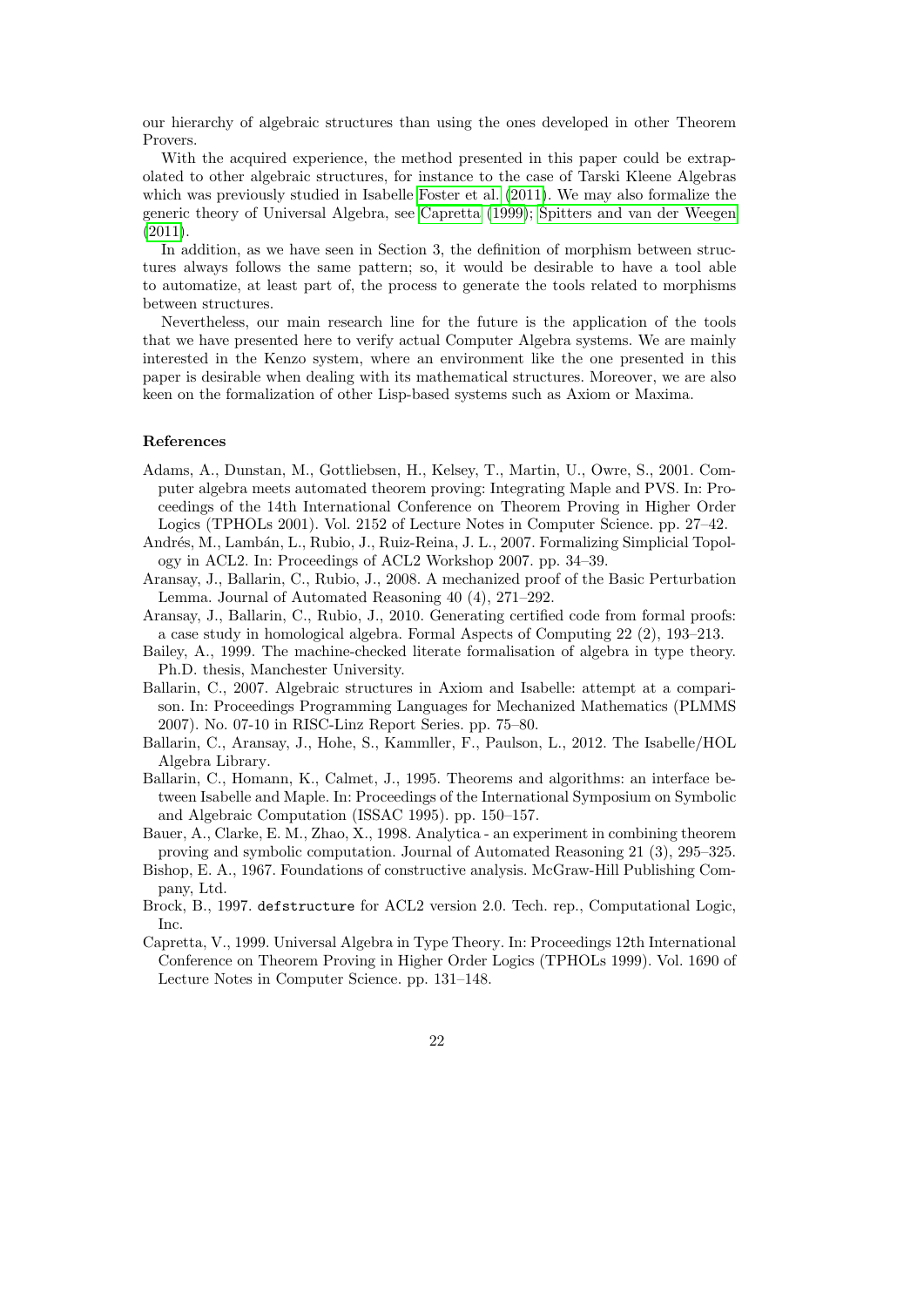our hierarchy of algebraic structures than using the ones developed in other Theorem Provers.

With the acquired experience, the method presented in this paper could be extrapolated to other algebraic structures, for instance to the case of Tarski Kleene Algebras which was previously studied in Isabelle Foster et al. (2011). We may also formalize the generic theory of Universal Algebra, see Capretta (1999); Spitters and van der Weegen (2011).

In addition, as we have seen in Section 3, the definition of morphism between structures always follows the same pattern; so, it would be desirable to have a tool able to automatize, at least part of, the process to generate the tools related to morphisms between structures.

Nevertheless, our main research line for the future is the application of the tools that we have presented here to verify actual Computer Algebra systems. We are mainly interested in the Kenzo system, where an environment like the one presented in this paper is desirable when dealing with its mathematical structures. Moreover, we are also keen on the formalization of other Lisp-based systems such as Axiom or Maxima.

## References

- Adams, A., Dunstan, M., Gottliebsen, H., Kelsey, T., Martin, U., Owre, S., 2001. Computer algebra meets automated theorem proving: Integrating Maple and PVS. In: Proceedings of the 14th International Conference on Theorem Proving in Higher Order Logics (TPHOLs 2001). Vol. 2152 of Lecture Notes in Computer Science. pp. 27–42.
- Andrés, M., Lambán, L., Rubio, J., Ruiz-Reina, J. L., 2007. Formalizing Simplicial Topology in ACL2. In: Proceedings of ACL2 Workshop 2007. pp. 34–39.
- Aransay, J., Ballarin, C., Rubio, J., 2008. A mechanized proof of the Basic Perturbation Lemma. Journal of Automated Reasoning 40 (4), 271–292.
- Aransay, J., Ballarin, C., Rubio, J., 2010. Generating certified code from formal proofs: a case study in homological algebra. Formal Aspects of Computing 22 (2), 193–213.
- Bailey, A., 1999. The machine-checked literate formalisation of algebra in type theory. Ph.D. thesis, Manchester University.
- Ballarin, C., 2007. Algebraic structures in Axiom and Isabelle: attempt at a comparison. In: Proceedings Programming Languages for Mechanized Mathematics (PLMMS 2007). No. 07-10 in RISC-Linz Report Series. pp. 75–80.
- Ballarin, C., Aransay, J., Hohe, S., Kammller, F., Paulson, L., 2012. The Isabelle/HOL Algebra Library.
- Ballarin, C., Homann, K., Calmet, J., 1995. Theorems and algorithms: an interface between Isabelle and Maple. In: Proceedings of the International Symposium on Symbolic and Algebraic Computation (ISSAC 1995). pp. 150–157.
- Bauer, A., Clarke, E. M., Zhao, X., 1998. Analytica - an experiment in combining theorem proving and symbolic computation. Journal of Automated Reasoning 21 (3), 295–325.
- Bishop, E. A., 1967. Foundations of constructive analysis. McGraw-Hill Publishing Company, Ltd.
- Brock, B., 1997. `defstructure` for ACL2 version 2.0. Tech. rep., Computational Logic, Inc.
- Capretta, V., 1999. Universal Algebra in Type Theory. In: Proceedings 12th International Conference on Theorem Proving in Higher Order Logics (TPHOLs 1999). Vol. 1690 of Lecture Notes in Computer Science. pp. 131–148.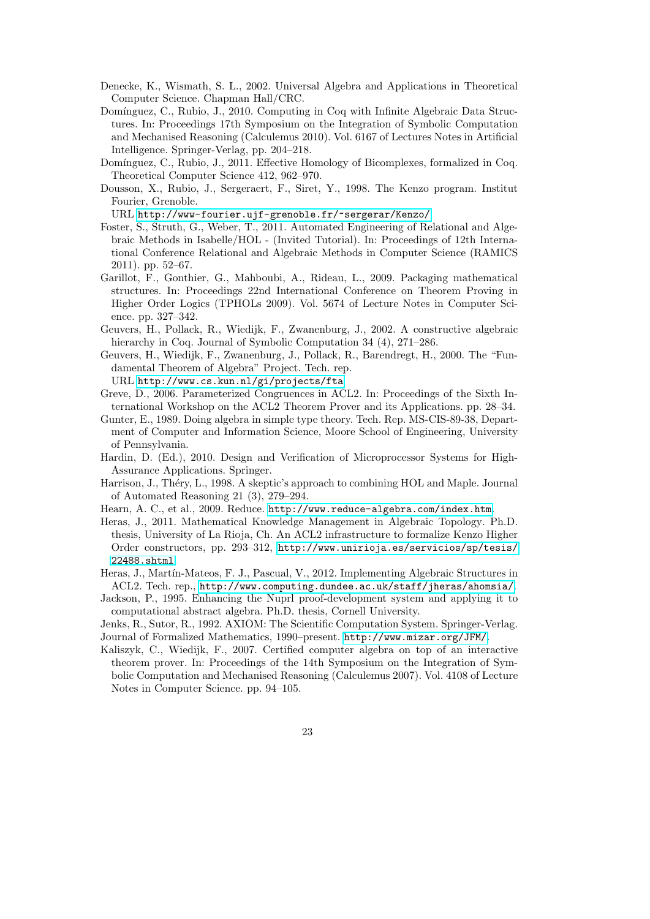Denecke, K., Wismath, S. L., 2002. Universal Algebra and Applications in Theoretical Computer Science. Chapman Hall/CRC.

Domínguez, C., Rubio, J., 2010. Computing in Coq with Infinite Algebraic Data Structures. In: Proceedings 17th Symposium on the Integration of Symbolic Computation and Mechanised Reasoning (Calculemus 2010). Vol. 6167 of Lectures Notes in Artificial Intelligence. Springer-Verlag, pp. 204–218.

Domínguez, C., Rubio, J., 2011. Effective Homology of Bicomplexes, formalized in Coq. Theoretical Computer Science 412, 962–970.

Dousson, X., Rubio, J., Sergeraert, F., Siret, Y., 1998. The Kenzo program. Institut Fourier, Grenoble.
URL http://www-fourier.ujf-grenoble.fr/~sergerar/Kenzo/

Foster, S., Struth, G., Weber, T., 2011. Automated Engineering of Relational and Algebraic Methods in Isabelle/HOL - (Invited Tutorial). In: Proceedings of 12th International Conference Relational and Algebraic Methods in Computer Science (RAMICS 2011). pp. 52–67.

Garillot, F., Gonthier, G., Mahboubi, A., Rideau, L., 2009. Packaging mathematical structures. In: Proceedings 22nd International Conference on Theorem Proving in Higher Order Logics (TPHOLs 2009). Vol. 5674 of Lecture Notes in Computer Science. pp. 327–342.

Geuvers, H., Pollack, R., Wiedijk, F., Zwanenburg, J., 2002. A constructive algebraic hierarchy in Coq. Journal of Symbolic Computation 34 (4), 271–286.

Geuvers, H., Wiedijk, F., Zwanenburg, J., Pollack, R., Barendregt, H., 2000. The "Fundamental Theorem of Algebra" Project. Tech. rep.
URL http://www.cs.kun.nl/gi/projects/fta

Greve, D., 2006. Parameterized Congruences in ACL2. In: Proceedings of the Sixth International Workshop on the ACL2 Theorem Prover and its Applications. pp. 28–34.

Gunter, E., 1989. Doing algebra in simple type theory. Tech. Rep. MS-CIS-89-38, Department of Computer and Information Science, Moore School of Engineering, University of Pennsylvania.

Hardin, D. (Ed.), 2010. Design and Verification of Microprocessor Systems for High-Assurance Applications. Springer.

Harrison, J., Théry, L., 1998. A skeptic's approach to combining HOL and Maple. Journal of Automated Reasoning 21 (3), 279–294.

Hearn, A. C., et al., 2009. Reduce. http://www.reduce-algebra.com/index.htm.

Heras, J., 2011. Mathematical Knowledge Management in Algebraic Topology. Ph.D. thesis, University of La Rioja, Ch. An ACL2 infrastructure to formalize Kenzo Higher Order constructors, pp. 293–312, http://www.unirioja.es/servicios/sp/tesis/22488.shtml.

Heras, J., Martín-Mateos, F. J., Pascual, V., 2012. Implementing Algebraic Structures in ACL2. Tech. rep., http://www.computing.dundee.ac.uk/staff/jheras/ahomsia/.

Jackson, P., 1995. Enhancing the Nuprl proof-development system and applying it to computational abstract algebra. Ph.D. thesis, Cornell University.

Jenks, R., Sutor, R., 1992. AXIOM: The Scientific Computation System. Springer-Verlag.

Journal of Formalized Mathematics, 1990–present. http://www.mizar.org/JFM/.

Kaliszyk, C., Wiedijk, F., 2007. Certified computer algebra on top of an interactive theorem prover. In: Proceedings of the 14th Symposium on the Integration of Symbolic Computation and Mechanised Reasoning (Calculemus 2007). Vol. 4108 of Lecture Notes in Computer Science. pp. 94–105.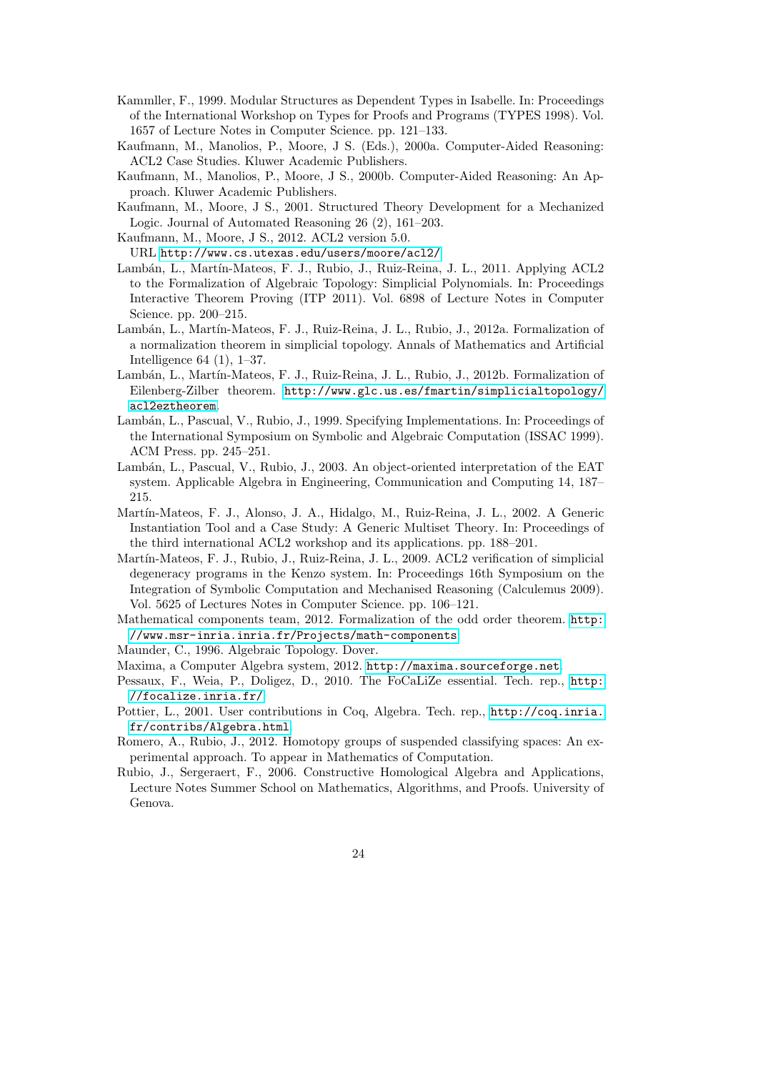Kammller, F., 1999. Modular Structures as Dependent Types in Isabelle. In: Proceedings of the International Workshop on Types for Proofs and Programs (TYPES 1998). Vol. 1657 of Lecture Notes in Computer Science. pp. 121–133.

Kaufmann, M., Manolios, P., Moore, J S. (Eds.), 2000a. Computer-Aided Reasoning: ACL2 Case Studies. Kluwer Academic Publishers.

Kaufmann, M., Manolios, P., Moore, J S., 2000b. Computer-Aided Reasoning: An Approach. Kluwer Academic Publishers.

Kaufmann, M., Moore, J S., 2001. Structured Theory Development for a Mechanized Logic. Journal of Automated Reasoning 26 (2), 161–203.

Kaufmann, M., Moore, J S., 2012. ACL2 version 5.0.
URL `http://www.cs.utexas.edu/users/moore/acl2/`

Lambán, L., Martín-Mateos, F. J., Rubio, J., Ruiz-Reina, J. L., 2011. Applying ACL2 to the Formalization of Algebraic Topology: Simplicial Polynomials. In: Proceedings Interactive Theorem Proving (ITP 2011). Vol. 6898 of Lecture Notes in Computer Science. pp. 200–215.

Lambán, L., Martín-Mateos, F. J., Ruiz-Reina, J. L., Rubio, J., 2012a. Formalization of a normalization theorem in simplicial topology. Annals of Mathematics and Artificial Intelligence 64 (1), 1–37.

Lambán, L., Martín-Mateos, F. J., Ruiz-Reina, J. L., Rubio, J., 2012b. Formalization of Eilenberg-Zilber theorem. `http://www.glc.us.es/fmartin/simplicialtopology/acl2eztheorem`.

Lambán, L., Pascual, V., Rubio, J., 1999. Specifying Implementations. In: Proceedings of the International Symposium on Symbolic and Algebraic Computation (ISSAC 1999). ACM Press. pp. 245–251.

Lambán, L., Pascual, V., Rubio, J., 2003. An object-oriented interpretation of the EAT system. Applicable Algebra in Engineering, Communication and Computing 14, 187–215.

Martín-Mateos, F. J., Alonso, J. A., Hidalgo, M., Ruiz-Reina, J. L., 2002. A Generic Instantiation Tool and a Case Study: A Generic Multiset Theory. In: Proceedings of the third international ACL2 workshop and its applications. pp. 188–201.

Martín-Mateos, F. J., Rubio, J., Ruiz-Reina, J. L., 2009. ACL2 verification of simplicial degeneracy programs in the Kenzo system. In: Proceedings 16th Symposium on the Integration of Symbolic Computation and Mechanised Reasoning (Calculemus 2009). Vol. 5625 of Lectures Notes in Computer Science. pp. 106–121.

Mathematical components team, 2012. Formalization of the odd order theorem. `http://www.msr-inria.inria.fr/Projects/math-components`.

Maunder, C., 1996. Algebraic Topology. Dover.

Maxima, a Computer Algebra system, 2012. `http://maxima.sourceforge.net`.

Pessaux, F., Weia, P., Doligez, D., 2010. The FoCaLiZe essential. Tech. rep., `http://focalize.inria.fr/`.

Pottier, L., 2001. User contributions in Coq, Algebra. Tech. rep., `http://coq.inria.fr/contribs/Algebra.html`.

Romero, A., Rubio, J., 2012. Homotopy groups of suspended classifying spaces: An experimental approach. To appear in Mathematics of Computation.

Rubio, J., Sergeraert, F., 2006. Constructive Homological Algebra and Applications, Lecture Notes Summer School on Mathematics, Algorithms, and Proofs. University of Genova.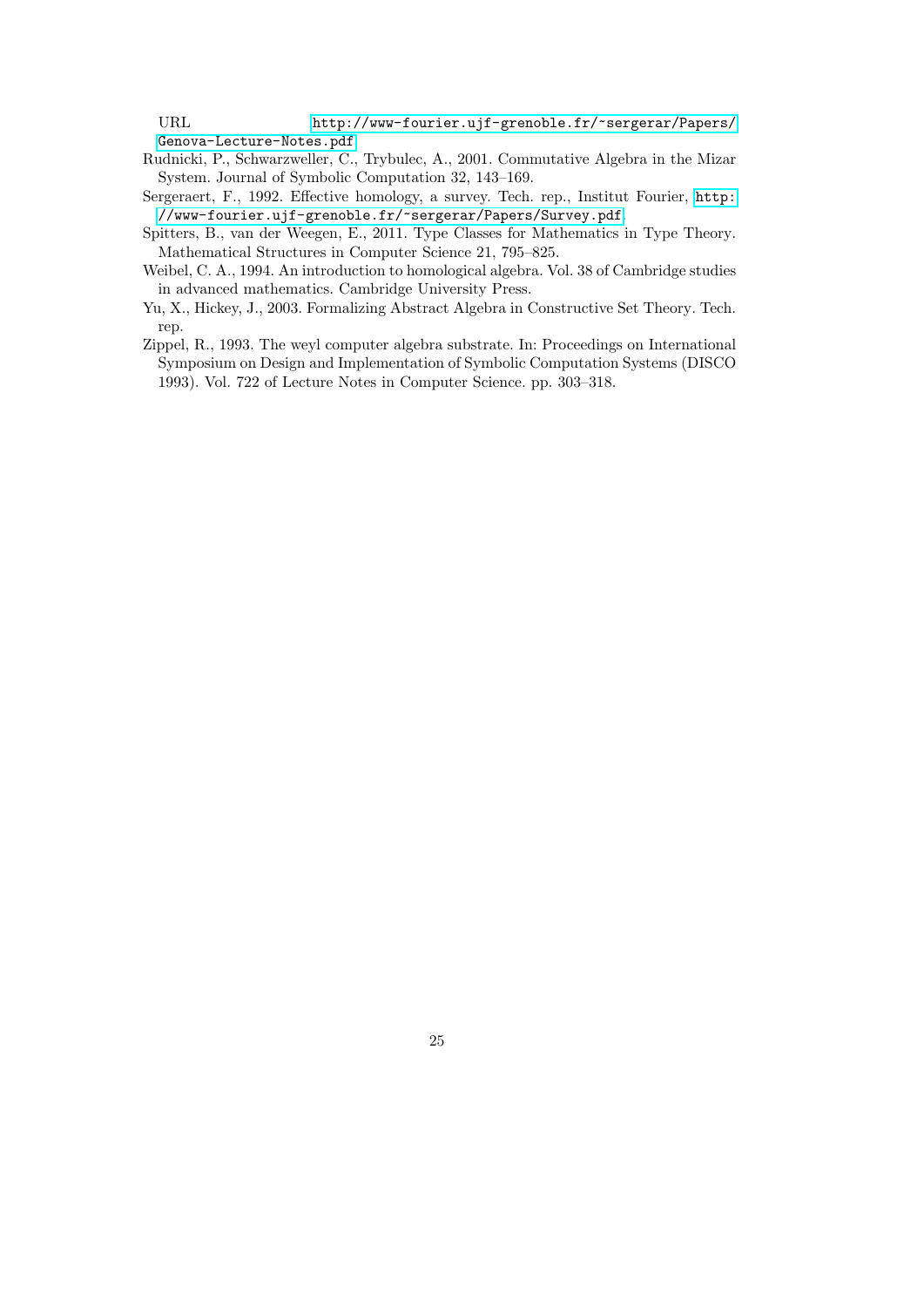URL http://www-fourier.ujf-grenoble.fr/~sergerar/Papers/Genova-Lecture-Notes.pdf

Rudnicki, P., Schwarzweller, C., Trybulec, A., 2001. Commutative Algebra in the Mizar System. Journal of Symbolic Computation 32, 143–169.

Sergeraert, F., 1992. Effective homology, a survey. Tech. rep., Institut Fourier, http://www-fourier.ujf-grenoble.fr/~sergerar/Papers/Survey.pdf.

Spitters, B., van der Weegen, E., 2011. Type Classes for Mathematics in Type Theory. Mathematical Structures in Computer Science 21, 795–825.

Weibel, C. A., 1994. An introduction to homological algebra. Vol. 38 of Cambridge studies in advanced mathematics. Cambridge University Press.

Yu, X., Hickey, J., 2003. Formalizing Abstract Algebra in Constructive Set Theory. Tech. rep.

Zippel, R., 1993. The weyl computer algebra substrate. In: Proceedings on International Symposium on Design and Implementation of Symbolic Computation Systems (DISCO 1993). Vol. 722 of Lecture Notes in Computer Science. pp. 303–318.